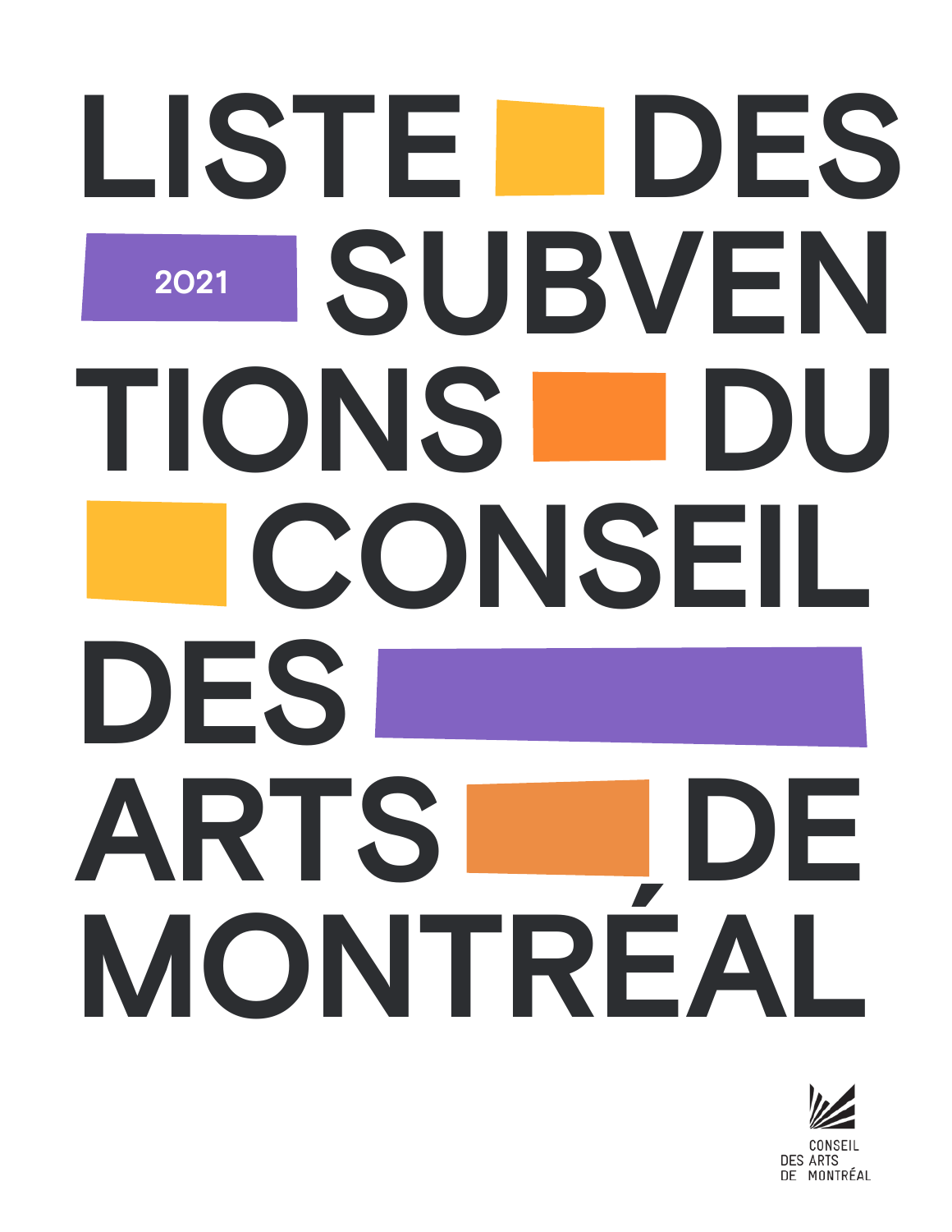# LISTE DES SUBVENTIONS DU CONSEIL DES ARTS DE MONTRÉAL

2021

CONSEIL DES ARTS DE MONTRÉAL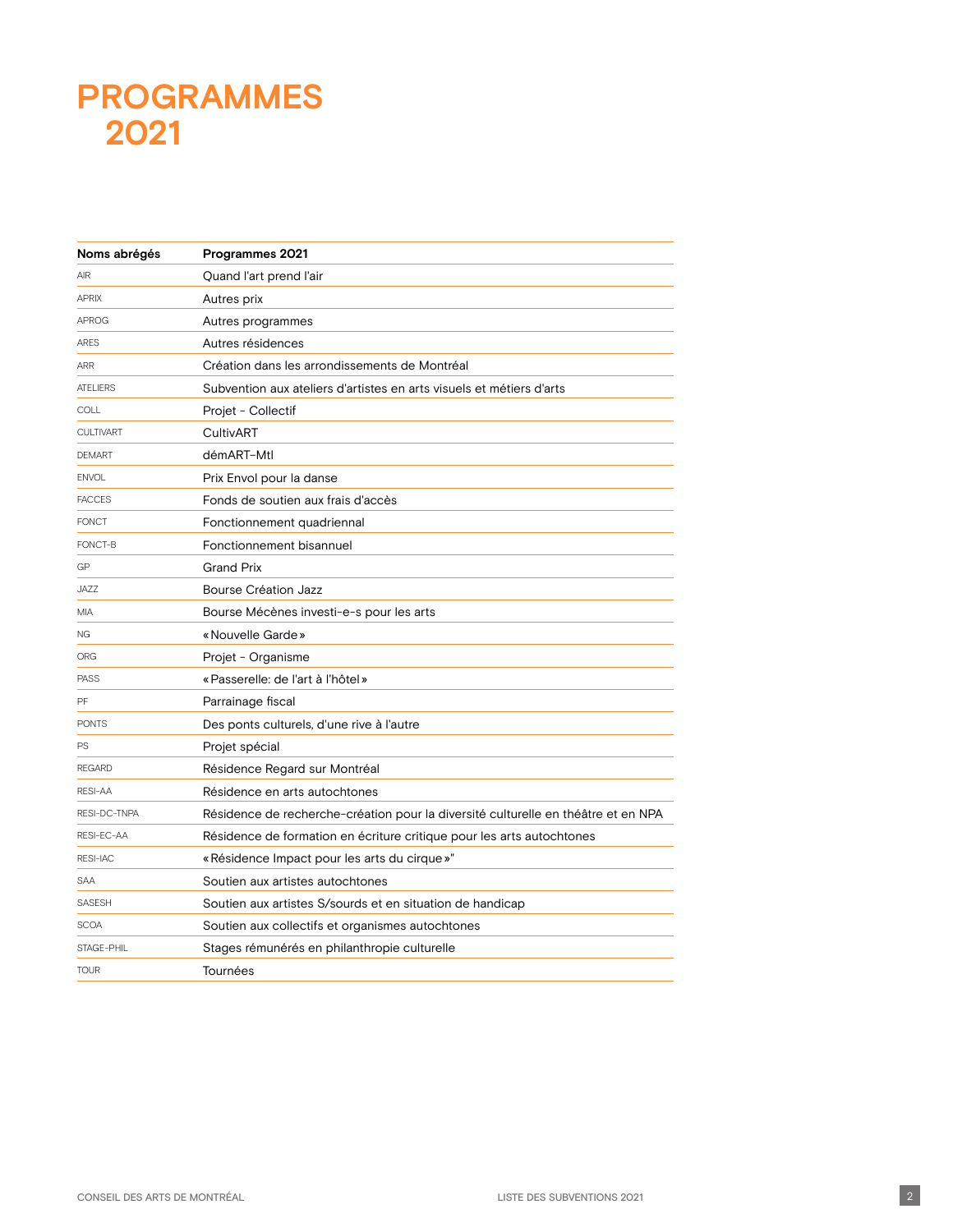# PROGRAMMES 2021

| Noms abrégés | Programmes 2021 |
| --- | --- |
| AIR | Quand l'art prend l'air |
| APRIX | Autres prix |
| APROG | Autres programmes |
| ARES | Autres résidences |
| ARR | Création dans les arrondissements de Montréal |
| ATELIERS | Subvention aux ateliers d'artistes en arts visuels et métiers d'arts |
| COLL | Projet - Collectif |
| CULTIVART | CultivART |
| DEMART | démART-Mtl |
| ENVOL | Prix Envol pour la danse |
| FACCES | Fonds de soutien aux frais d'accès |
| FONCT | Fonctionnement quadriennal |
| FONCT-B | Fonctionnement bisannuel |
| GP | Grand Prix |
| JAZZ | Bourse Création Jazz |
| MIA | Bourse Mécènes investi-e-s pour les arts |
| NG | «Nouvelle Garde» |
| ORG | Projet - Organisme |
| PASS | «Passerelle: de l'art à l'hôtel» |
| PF | Parrainage fiscal |
| PONTS | Des ponts culturels, d'une rive à l'autre |
| PS | Projet spécial |
| REGARD | Résidence Regard sur Montréal |
| RESI-AA | Résidence en arts autochtones |
| RESI-DC-TNPA | Résidence de recherche-création pour la diversité culturelle en théâtre et en NPA |
| RESI-EC-AA | Résidence de formation en écriture critique pour les arts autochtones |
| RESI-IAC | «Résidence Impact pour les arts du cirque»" |
| SAA | Soutien aux artistes autochtones |
| SASESH | Soutien aux artistes S/sourds et en situation de handicap |
| SCOA | Soutien aux collectifs et organismes autochtones |
| STAGE-PHIL | Stages rémunérés en philanthropie culturelle |
| TOUR | Tournées |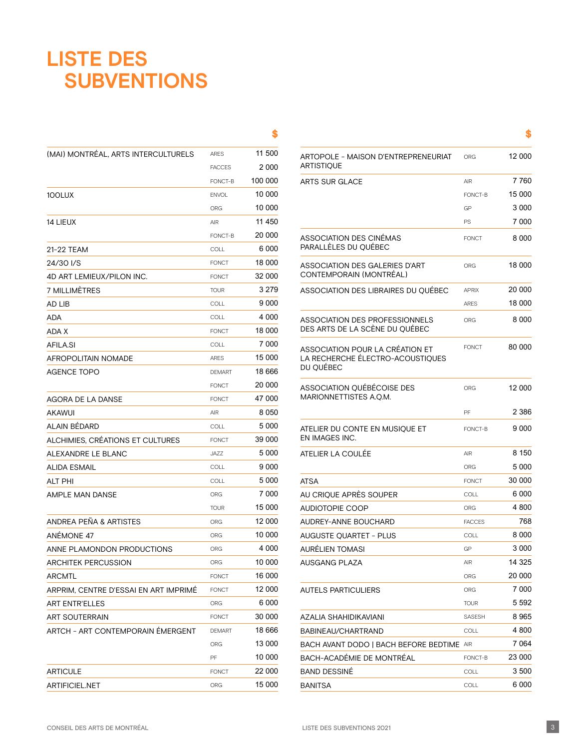# LISTE DES SUBVENTIONS

| | | $ |
|---|---|---|
| (MAI) MONTRÉAL, ARTS INTERCULTURELS | ARES | 11 500 |
| | FACCES | 2 000 |
| | FONCT-B | 100 000 |
| 1OOLUX | ENVOL | 10 000 |
| | ORG | 10 000 |
| 14 LIEUX | AIR | 11 450 |
| | FONCT-B | 20 000 |
| 21-22 TEAM | COLL | 6 000 |
| 24/30 I/S | FONCT | 18 000 |
| 4D ART LEMIEUX/PILON INC. | FONCT | 32 000 |
| 7 MILLIMÈTRES | TOUR | 3 279 |
| AD LIB | COLL | 9 000 |
| ADA | COLL | 4 000 |
| ADA X | FONCT | 18 000 |
| AFILA.SI | COLL | 7 000 |
| AFROPOLITAIN NOMADE | ARES | 15 000 |
| AGENCE TOPO | DEMART | 18 666 |
| | FONCT | 20 000 |
| AGORA DE LA DANSE | FONCT | 47 000 |
| AKAWUI | AIR | 8 050 |
| ALAIN BÉDARD | COLL | 5 000 |
| ALCHIMIES, CRÉATIONS ET CULTURES | FONCT | 39 000 |
| ALEXANDRE LE BLANC | JAZZ | 5 000 |
| ALIDA ESMAIL | COLL | 9 000 |
| ALT PHI | COLL | 5 000 |
| AMPLE MAN DANSE | ORG | 7 000 |
| | TOUR | 15 000 |
| ANDREA PEÑA & ARTISTES | ORG | 12 000 |
| ANÉMONE 47 | ORG | 10 000 |
| ANNE PLAMONDON PRODUCTIONS | ORG | 4 000 |
| ARCHITEK PERCUSSION | ORG | 10 000 |
| ARCMTL | FONCT | 16 000 |
| ARPRIM, CENTRE D'ESSAI EN ART IMPRIMÉ | FONCT | 12 000 |
| ART ENTR'ELLES | ORG | 6 000 |
| ART SOUTERRAIN | FONCT | 30 000 |
| ARTCH - ART CONTEMPORAIN ÉMERGENT | DEMART | 18 666 |
| | ORG | 13 000 |
| | PF | 10 000 |
| ARTICULE | FONCT | 22 000 |
| ARTIFICIEL.NET | ORG | 15 000 |
| ARTOPOLE - MAISON D'ENTREPRENEURIAT ARTISTIQUE | ORG | 12 000 |
| ARTS SUR GLACE | AIR | 7 760 |
| | FONCT-B | 15 000 |
| | GP | 3 000 |
| | PS | 7 000 |
| ASSOCIATION DES CINÉMAS PARALLÈLES DU QUÉBEC | FONCT | 8 000 |
| ASSOCIATION DES GALERIES D'ART CONTEMPORAIN (MONTRÉAL) | ORG | 18 000 |
| ASSOCIATION DES LIBRAIRES DU QUÉBEC | APRIX | 20 000 |
| | ARES | 18 000 |
| ASSOCIATION DES PROFESSIONNELS DES ARTS DE LA SCÈNE DU QUÉBEC | ORG | 8 000 |
| ASSOCIATION POUR LA CRÉATION ET LA RECHERCHE ÉLECTRO-ACOUSTIQUES DU QUÉBEC | FONCT | 80 000 |
| ASSOCIATION QUÉBÉCOISE DES MARIONNETTISTES A.Q.M. | ORG | 12 000 |
| | PF | 2 386 |
| ATELIER DU CONTE EN MUSIQUE ET EN IMAGES INC. | FONCT-B | 9 000 |
| ATELIER LA COULÉE | AIR | 8 150 |
| | ORG | 5 000 |
| ATSA | FONCT | 30 000 |
| AU CRIQUE APRÈS SOUPER | COLL | 6 000 |
| AUDIOTOPIE COOP | ORG | 4 800 |
| AUDREY-ANNE BOUCHARD | FACCES | 768 |
| AUGUSTE QUARTET - PLUS | COLL | 8 000 |
| AURÉLIEN TOMASI | GP | 3 000 |
| AUSGANG PLAZA | AIR | 14 325 |
| | ORG | 20 000 |
| AUTELS PARTICULIERS | ORG | 7 000 |
| | TOUR | 5 592 |
| AZALIA SHAHIDIKAVIANI | SASESH | 8 965 |
| BABINEAU/CHARTRAND | COLL | 4 800 |
| BACH AVANT DODO \| BACH BEFORE BEDTIME | AIR | 7 064 |
| BACH-ACADÉMIE DE MONTRÉAL | FONCT-B | 23 000 |
| BAND DESSINÉ | COLL | 3 500 |
| BANITSA | COLL | 6 000 |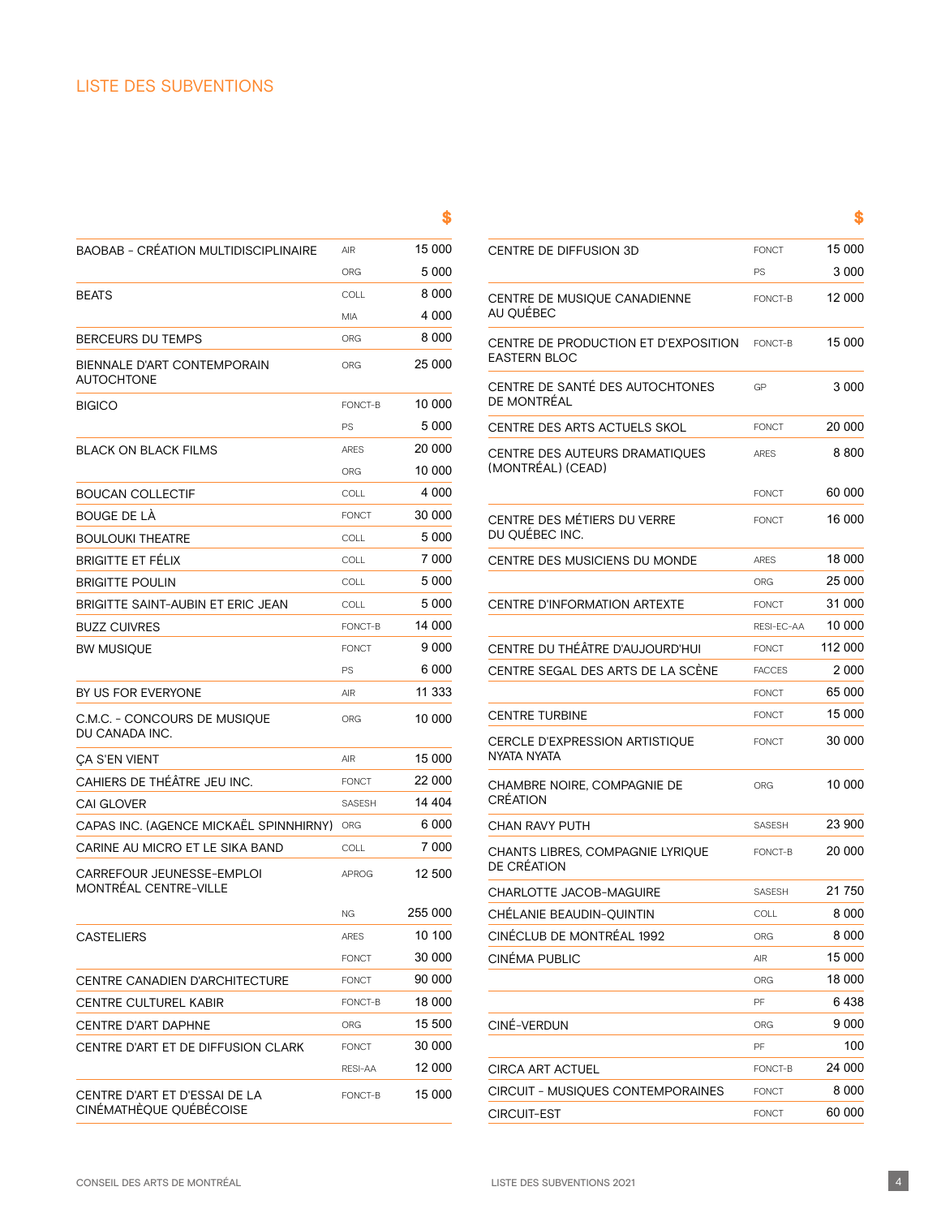## LISTE DES SUBVENTIONS

| | | $ |
|---|---|---|
| BAOBAB - CRÉATION MULTIDISCIPLINAIRE | AIR | 15 000 |
| | ORG | 5 000 |
| BEATS | COLL | 8 000 |
| | MIA | 4 000 |
| BERCEURS DU TEMPS | ORG | 8 000 |
| BIENNALE D'ART CONTEMPORAIN AUTOCHTONE | ORG | 25 000 |
| BIGICO | FONCT-B | 10 000 |
| | PS | 5 000 |
| BLACK ON BLACK FILMS | ARES | 20 000 |
| | ORG | 10 000 |
| BOUCAN COLLECTIF | COLL | 4 000 |
| BOUGE DE LÀ | FONCT | 30 000 |
| BOULOUKI THEATRE | COLL | 5 000 |
| BRIGITTE ET FÉLIX | COLL | 7 000 |
| BRIGITTE POULIN | COLL | 5 000 |
| BRIGITTE SAINT-AUBIN ET ERIC JEAN | COLL | 5 000 |
| BUZZ CUIVRES | FONCT-B | 14 000 |
| BW MUSIQUE | FONCT | 9 000 |
| | PS | 6 000 |
| BY US FOR EVERYONE | AIR | 11 333 |
| C.M.C. - CONCOURS DE MUSIQUE DU CANADA INC. | ORG | 10 000 |
| ÇA S'EN VIENT | AIR | 15 000 |
| CAHIERS DE THÉÂTRE JEU INC. | FONCT | 22 000 |
| CAI GLOVER | SASESH | 14 404 |
| CAPAS INC. (AGENCE MICKAËL SPINNHIRNY) | ORG | 6 000 |
| CARINE AU MICRO ET LE SIKA BAND | COLL | 7 000 |
| CARREFOUR JEUNESSE-EMPLOI MONTRÉAL CENTRE-VILLE | APROG | 12 500 |
| | NG | 255 000 |
| CASTELIERS | ARES | 10 100 |
| | FONCT | 30 000 |
| CENTRE CANADIEN D'ARCHITECTURE | FONCT | 90 000 |
| CENTRE CULTUREL KABIR | FONCT-B | 18 000 |
| CENTRE D'ART DAPHNE | ORG | 15 500 |
| CENTRE D'ART ET DE DIFFUSION CLARK | FONCT | 30 000 |
| | RESI-AA | 12 000 |
| CENTRE D'ART ET D'ESSAI DE LA CINÉMATHÈQUE QUÉBÉCOISE | FONCT-B | 15 000 |
| CENTRE DE DIFFUSION 3D | FONCT | 15 000 |
| | PS | 3 000 |
| CENTRE DE MUSIQUE CANADIENNE AU QUÉBEC | FONCT-B | 12 000 |
| CENTRE DE PRODUCTION ET D'EXPOSITION EASTERN BLOC | FONCT-B | 15 000 |
| CENTRE DE SANTÉ DES AUTOCHTONES DE MONTRÉAL | GP | 3 000 |
| CENTRE DES ARTS ACTUELS SKOL | FONCT | 20 000 |
| CENTRE DES AUTEURS DRAMATIQUES (MONTRÉAL) (CEAD) | ARES | 8 800 |
| | FONCT | 60 000 |
| CENTRE DES MÉTIERS DU VERRE DU QUÉBEC INC. | FONCT | 16 000 |
| CENTRE DES MUSICIENS DU MONDE | ARES | 18 000 |
| | ORG | 25 000 |
| CENTRE D'INFORMATION ARTEXTE | FONCT | 31 000 |
| | RESI-EC-AA | 10 000 |
| CENTRE DU THÉÂTRE D'AUJOURD'HUI | FONCT | 112 000 |
| CENTRE SEGAL DES ARTS DE LA SCÈNE | FACCES | 2 000 |
| | FONCT | 65 000 |
| CENTRE TURBINE | FONCT | 15 000 |
| CERCLE D'EXPRESSION ARTISTIQUE NYATA NYATA | FONCT | 30 000 |
| CHAMBRE NOIRE, COMPAGNIE DE CRÉATION | ORG | 10 000 |
| CHAN RAVY PUTH | SASESH | 23 900 |
| CHANTS LIBRES, COMPAGNIE LYRIQUE DE CRÉATION | FONCT-B | 20 000 |
| CHARLOTTE JACOB-MAGUIRE | SASESH | 21 750 |
| CHÉLANIE BEAUDIN-QUINTIN | COLL | 8 000 |
| CINÉCLUB DE MONTRÉAL 1992 | ORG | 8 000 |
| CINÉMA PUBLIC | AIR | 15 000 |
| | ORG | 18 000 |
| | PF | 6 438 |
| CINÉ-VERDUN | ORG | 9 000 |
| | PF | 100 |
| CIRCA ART ACTUEL | FONCT-B | 24 000 |
| CIRCUIT - MUSIQUES CONTEMPORAINES | FONCT | 8 000 |
| CIRCUIT-EST | FONCT | 60 000 |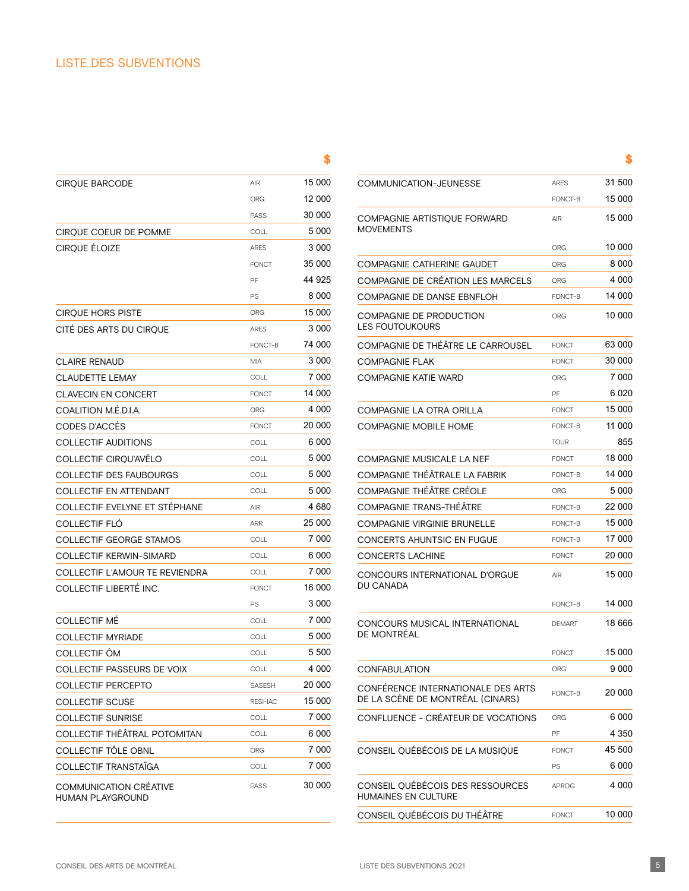# LISTE DES SUBVENTIONS

| | | $ |
|---|---|---|
| CIRQUE BARCODE | AIR | 15 000 |
| | ORG | 12 000 |
| | PASS | 30 000 |
| CIRQUE COEUR DE POMME | COLL | 5 000 |
| CIRQUE ÉLOIZE | ARES | 3 000 |
| | FONCT | 35 000 |
| | PF | 44 925 |
| | PS | 8 000 |
| CIRQUE HORS PISTE | ORG | 15 000 |
| CITÉ DES ARTS DU CIRQUE | ARES | 3 000 |
| | FONCT-B | 74 000 |
| CLAIRE RENAUD | MIA | 3 000 |
| CLAUDETTE LEMAY | COLL | 7 000 |
| CLAVECIN EN CONCERT | FONCT | 14 000 |
| COALITION M.É.D.I.A. | ORG | 4 000 |
| CODES D'ACCÈS | FONCT | 20 000 |
| COLLECTIF AUDITIONS | COLL | 6 000 |
| COLLECTIF CIRQU'AVÉLO | COLL | 5 000 |
| COLLECTIF DES FAUBOURGS | COLL | 5 000 |
| COLLECTIF EN ATTENDANT | COLL | 5 000 |
| COLLECTIF EVELYNE ET STÉPHANE | AIR | 4 680 |
| COLLECTIF FLÓ | ARR | 25 000 |
| COLLECTIF GEORGE STAMOS | COLL | 7 000 |
| COLLECTIF KERWIN-SIMARD | COLL | 6 000 |
| COLLECTIF L'AMOUR TE REVIENDRA | COLL | 7 000 |
| COLLECTIF LIBERTÉ INC. | FONCT | 16 000 |
| | PS | 3 000 |
| COLLECTIF MÉ | COLL | 7 000 |
| COLLECTIF MYRIADE | COLL | 5 000 |
| COLLECTIF ÔM | COLL | 5 500 |
| COLLECTIF PASSEURS DE VOIX | COLL | 4 000 |
| COLLECTIF PERCEPTO | SASESH | 20 000 |
| COLLECTIF SCUSE | RESI-IAC | 15 000 |
| COLLECTIF SUNRISE | COLL | 7 000 |
| COLLECTIF THÉÂTRAL POTOMITAN | COLL | 6 000 |
| COLLECTIF TÔLE OBNL | ORG | 7 000 |
| COLLECTIF TRANSTAÏGA | COLL | 7 000 |
| COMMUNICATION CRÉATIVE HUMAN PLAYGROUND | PASS | 30 000 |
| COMMUNICATION-JEUNESSE | ARES | 31 500 |
| | FONCT-B | 15 000 |
| COMPAGNIE ARTISTIQUE FORWARD MOVEMENTS | AIR | 15 000 |
| | ORG | 10 000 |
| COMPAGNIE CATHERINE GAUDET | ORG | 8 000 |
| COMPAGNIE DE CRÉATION LES MARCELS | ORG | 4 000 |
| COMPAGNIE DE DANSE EBNFLOH | FONCT-B | 14 000 |
| COMPAGNIE DE PRODUCTION LES FOUTOUKOURS | ORG | 10 000 |
| COMPAGNIE DE THÉÂTRE LE CARROUSEL | FONCT | 63 000 |
| COMPAGNIE FLAK | FONCT | 30 000 |
| COMPAGNIE KATIE WARD | ORG | 7 000 |
| | PF | 6 020 |
| COMPAGNIE LA OTRA ORILLA | FONCT | 15 000 |
| COMPAGNIE MOBILE HOME | FONCT-B | 11 000 |
| | TOUR | 855 |
| COMPAGNIE MUSICALE LA NEF | FONCT | 18 000 |
| COMPAGNIE THÉÂTRALE LA FABRIK | FONCT-B | 14 000 |
| COMPAGNIE THÉÂTRE CRÉOLE | ORG | 5 000 |
| COMPAGNIE TRANS-THÉÂTRE | FONCT-B | 22 000 |
| COMPAGNIE VIRGINIE BRUNELLE | FONCT-B | 15 000 |
| CONCERTS AHUNTSIC EN FUGUE | FONCT-B | 17 000 |
| CONCERTS LACHINE | FONCT | 20 000 |
| CONCOURS INTERNATIONAL D'ORGUE DU CANADA | AIR | 15 000 |
| | FONCT-B | 14 000 |
| CONCOURS MUSICAL INTERNATIONAL DE MONTRÉAL | DEMART | 18 666 |
| | FONCT | 15 000 |
| CONFABULATION | ORG | 9 000 |
| CONFÉRENCE INTERNATIONALE DES ARTS DE LA SCÈNE DE MONTRÉAL (CINARS) | FONCT-B | 20 000 |
| CONFLUENCE - CRÉATEUR DE VOCATIONS | ORG | 6 000 |
| | PF | 4 350 |
| CONSEIL QUÉBÉCOIS DE LA MUSIQUE | FONCT | 45 500 |
| | PS | 6 000 |
| CONSEIL QUÉBÉCOIS DES RESSOURCES HUMAINES EN CULTURE | APROG | 4 000 |
| CONSEIL QUÉBÉCOIS DU THÉÂTRE | FONCT | 10 000 |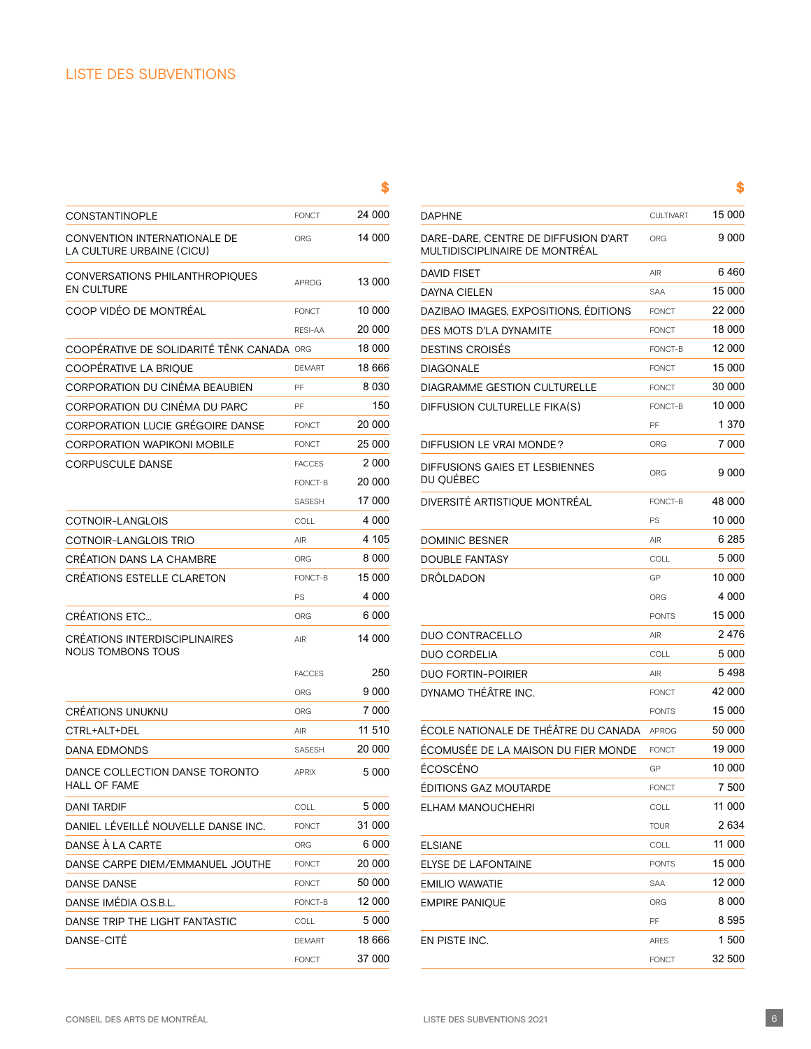## LISTE DES SUBVENTIONS

| | | $ |
|---|---|---|
| CONSTANTINOPLE | FONCT | 24 000 |
| CONVENTION INTERNATIONALE DE LA CULTURE URBAINE (CICU) | ORG | 14 000 |
| CONVERSATIONS PHILANTHROPIQUES EN CULTURE | APROG | 13 000 |
| COOP VIDÉO DE MONTRÉAL | FONCT | 10 000 |
| | RESI-AA | 20 000 |
| COOPÉRATIVE DE SOLIDARITÉ TËNK CANADA | ORG | 18 000 |
| COOPÉRATIVE LA BRIQUE | DEMART | 18 666 |
| CORPORATION DU CINÉMA BEAUBIEN | PF | 8 030 |
| CORPORATION DU CINÉMA DU PARC | PF | 150 |
| CORPORATION LUCIE GRÉGOIRE DANSE | FONCT | 20 000 |
| CORPORATION WAPIKONI MOBILE | FONCT | 25 000 |
| CORPUSCULE DANSE | FACCES | 2 000 |
| | FONCT-B | 20 000 |
| | SASESH | 17 000 |
| COTNOIR-LANGLOIS | COLL | 4 000 |
| COTNOIR-LANGLOIS TRIO | AIR | 4 105 |
| CRÉATION DANS LA CHAMBRE | ORG | 8 000 |
| CRÉATIONS ESTELLE CLARETON | FONCT-B | 15 000 |
| | PS | 4 000 |
| CRÉATIONS ETC... | ORG | 6 000 |
| CRÉATIONS INTERDISCIPLINAIRES NOUS TOMBONS TOUS | AIR | 14 000 |
| | FACCES | 250 |
| | ORG | 9 000 |
| CRÉATIONS UNUKNU | ORG | 7 000 |
| CTRL+ALT+DEL | AIR | 11 510 |
| DANA EDMONDS | SASESH | 20 000 |
| DANCE COLLECTION DANSE TORONTO HALL OF FAME | APRIX | 5 000 |
| DANI TARDIF | COLL | 5 000 |
| DANIEL LÉVEILLÉ NOUVELLE DANSE INC. | FONCT | 31 000 |
| DANSE À LA CARTE | ORG | 6 000 |
| DANSE CARPE DIEM/EMMANUEL JOUTHE | FONCT | 20 000 |
| DANSE DANSE | FONCT | 50 000 |
| DANSE IMÉDIA O.S.B.L. | FONCT-B | 12 000 |
| DANSE TRIP THE LIGHT FANTASTIC | COLL | 5 000 |
| DANSE-CITÉ | DEMART | 18 666 |
| | FONCT | 37 000 |

| | | $ |
|---|---|---|
| DAPHNE | CULTIVART | 15 000 |
| DARE-DARE, CENTRE DE DIFFUSION D'ART MULTIDISCIPLINAIRE DE MONTRÉAL | ORG | 9 000 |
| DAVID FISET | AIR | 6 460 |
| DAYNA CIELEN | SAA | 15 000 |
| DAZIBAO IMAGES, EXPOSITIONS, ÉDITIONS | FONCT | 22 000 |
| DES MOTS D'LA DYNAMITE | FONCT | 18 000 |
| DESTINS CROISÉS | FONCT-B | 12 000 |
| DIAGONALE | FONCT | 15 000 |
| DIAGRAMME GESTION CULTURELLE | FONCT | 30 000 |
| DIFFUSION CULTURELLE FIKA(S) | FONCT-B | 10 000 |
| | PF | 1 370 |
| DIFFUSION LE VRAI MONDE? | ORG | 7 000 |
| DIFFUSIONS GAIES ET LESBIENNES DU QUÉBEC | ORG | 9 000 |
| DIVERSITÉ ARTISTIQUE MONTRÉAL | FONCT-B | 48 000 |
| | PS | 10 000 |
| DOMINIC BESNER | AIR | 6 285 |
| DOUBLE FANTASY | COLL | 5 000 |
| DRÔLDADON | GP | 10 000 |
| | ORG | 4 000 |
| | PONTS | 15 000 |
| DUO CONTRACELLO | AIR | 2 476 |
| DUO CORDELIA | COLL | 5 000 |
| DUO FORTIN-POIRIER | AIR | 5 498 |
| DYNAMO THÉÂTRE INC. | FONCT | 42 000 |
| | PONTS | 15 000 |
| ÉCOLE NATIONALE DE THÉÂTRE DU CANADA | APROG | 50 000 |
| ÉCOMUSÉE DE LA MAISON DU FIER MONDE | FONCT | 19 000 |
| ÉCOSCÉNO | GP | 10 000 |
| ÉDITIONS GAZ MOUTARDE | FONCT | 7 500 |
| ELHAM MANOUCHEHRI | COLL | 11 000 |
| | TOUR | 2 634 |
| ELSIANE | COLL | 11 000 |
| ELYSE DE LAFONTAINE | PONTS | 15 000 |
| EMILIO WAWATIE | SAA | 12 000 |
| EMPIRE PANIQUE | ORG | 8 000 |
| | PF | 8 595 |
| EN PISTE INC. | ARES | 1 500 |
| | FONCT | 32 500 |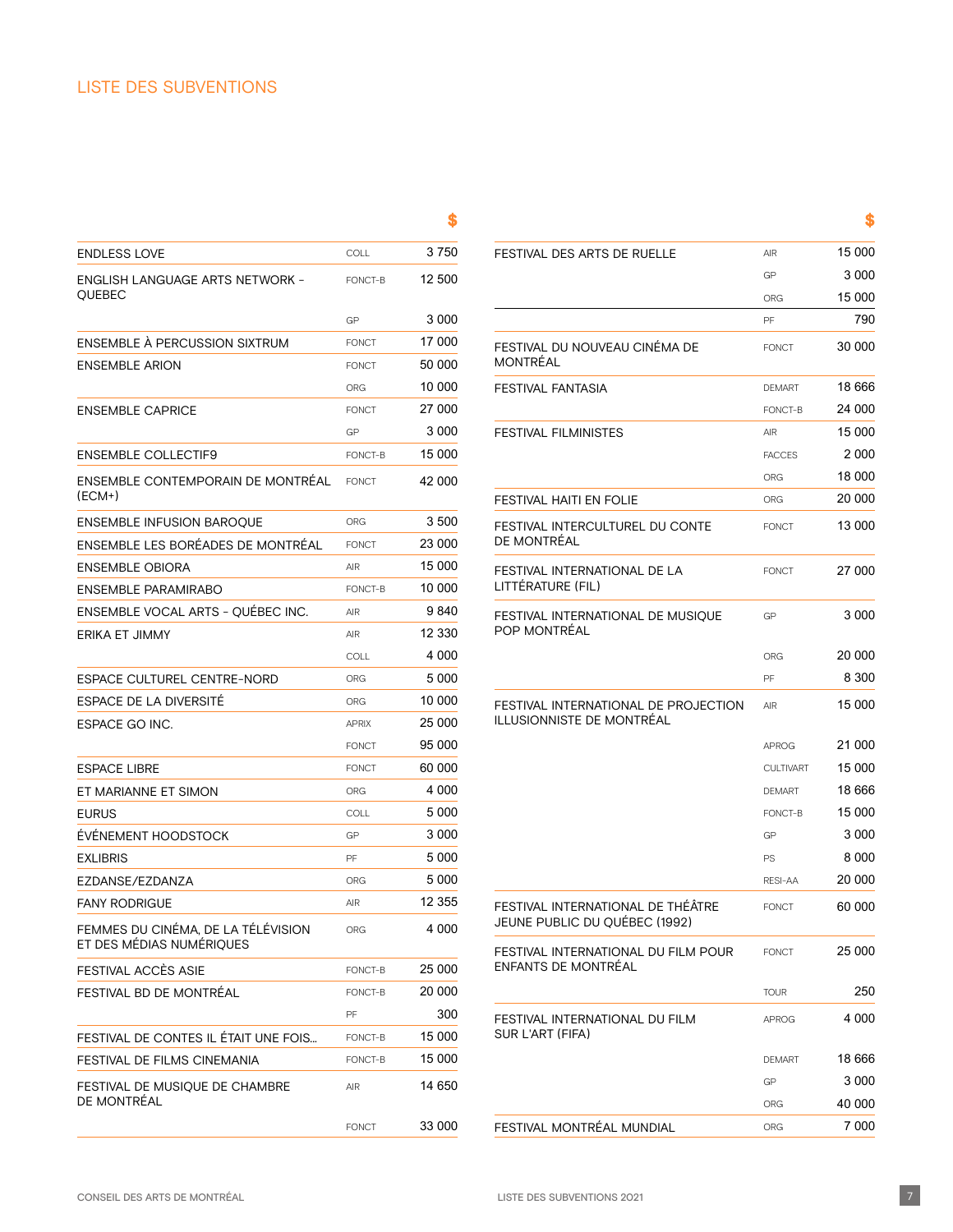## LISTE DES SUBVENTIONS

| | | $ |
|---|---|---|
| ENDLESS LOVE | COLL | 3 750 |
| ENGLISH LANGUAGE ARTS NETWORK - QUEBEC | FONCT-B | 12 500 |
| | GP | 3 000 |
| ENSEMBLE À PERCUSSION SIXTRUM | FONCT | 17 000 |
| ENSEMBLE ARION | FONCT | 50 000 |
| | ORG | 10 000 |
| ENSEMBLE CAPRICE | FONCT | 27 000 |
| | GP | 3 000 |
| ENSEMBLE COLLECTIF9 | FONCT-B | 15 000 |
| ENSEMBLE CONTEMPORAIN DE MONTRÉAL (ECM+) | FONCT | 42 000 |
| ENSEMBLE INFUSION BAROQUE | ORG | 3 500 |
| ENSEMBLE LES BORÉADES DE MONTRÉAL | FONCT | 23 000 |
| ENSEMBLE OBIORA | AIR | 15 000 |
| ENSEMBLE PARAMIRABO | FONCT-B | 10 000 |
| ENSEMBLE VOCAL ARTS - QUÉBEC INC. | AIR | 9 840 |
| ERIKA ET JIMMY | AIR | 12 330 |
| | COLL | 4 000 |
| ESPACE CULTUREL CENTRE-NORD | ORG | 5 000 |
| ESPACE DE LA DIVERSITÉ | ORG | 10 000 |
| ESPACE GO INC. | APRIX | 25 000 |
| | FONCT | 95 000 |
| ESPACE LIBRE | FONCT | 60 000 |
| ET MARIANNE ET SIMON | ORG | 4 000 |
| EURUS | COLL | 5 000 |
| ÉVÉNEMENT HOODSTOCK | GP | 3 000 |
| EXLIBRIS | PF | 5 000 |
| EZDANSE/EZDANZA | ORG | 5 000 |
| FANY RODRIGUE | AIR | 12 355 |
| FEMMES DU CINÉMA, DE LA TÉLÉVISION ET DES MÉDIAS NUMÉRIQUES | ORG | 4 000 |
| FESTIVAL ACCÈS ASIE | FONCT-B | 25 000 |
| FESTIVAL BD DE MONTRÉAL | FONCT-B | 20 000 |
| | PF | 300 |
| FESTIVAL DE CONTES IL ÉTAIT UNE FOIS... | FONCT-B | 15 000 |
| FESTIVAL DE FILMS CINEMANIA | FONCT-B | 15 000 |
| FESTIVAL DE MUSIQUE DE CHAMBRE DE MONTRÉAL | AIR | 14 650 |
| | FONCT | 33 000 |
| FESTIVAL DES ARTS DE RUELLE | AIR | 15 000 |
| | GP | 3 000 |
| | ORG | 15 000 |
| | PF | 790 |
| FESTIVAL DU NOUVEAU CINÉMA DE MONTRÉAL | FONCT | 30 000 |
| FESTIVAL FANTASIA | DEMART | 18 666 |
| | FONCT-B | 24 000 |
| FESTIVAL FILMINISTES | AIR | 15 000 |
| | FACCES | 2 000 |
| | ORG | 18 000 |
| FESTIVAL HAITI EN FOLIE | ORG | 20 000 |
| FESTIVAL INTERCULTUREL DU CONTE DE MONTRÉAL | FONCT | 13 000 |
| FESTIVAL INTERNATIONAL DE LA LITTÉRATURE (FIL) | FONCT | 27 000 |
| FESTIVAL INTERNATIONAL DE MUSIQUE POP MONTRÉAL | GP | 3 000 |
| | ORG | 20 000 |
| | PF | 8 300 |
| FESTIVAL INTERNATIONAL DE PROJECTION ILLUSIONNISTE DE MONTRÉAL | AIR | 15 000 |
| | APROG | 21 000 |
| | CULTIVART | 15 000 |
| | DEMART | 18 666 |
| | FONCT-B | 15 000 |
| | GP | 3 000 |
| | PS | 8 000 |
| | RESI-AA | 20 000 |
| FESTIVAL INTERNATIONAL DE THÉÂTRE JEUNE PUBLIC DU QUÉBEC (1992) | FONCT | 60 000 |
| FESTIVAL INTERNATIONAL DU FILM POUR ENFANTS DE MONTRÉAL | FONCT | 25 000 |
| | TOUR | 250 |
| FESTIVAL INTERNATIONAL DU FILM SUR L'ART (FIFA) | APROG | 4 000 |
| | DEMART | 18 666 |
| | GP | 3 000 |
| | ORG | 40 000 |
| FESTIVAL MONTRÉAL MUNDIAL | ORG | 7 000 |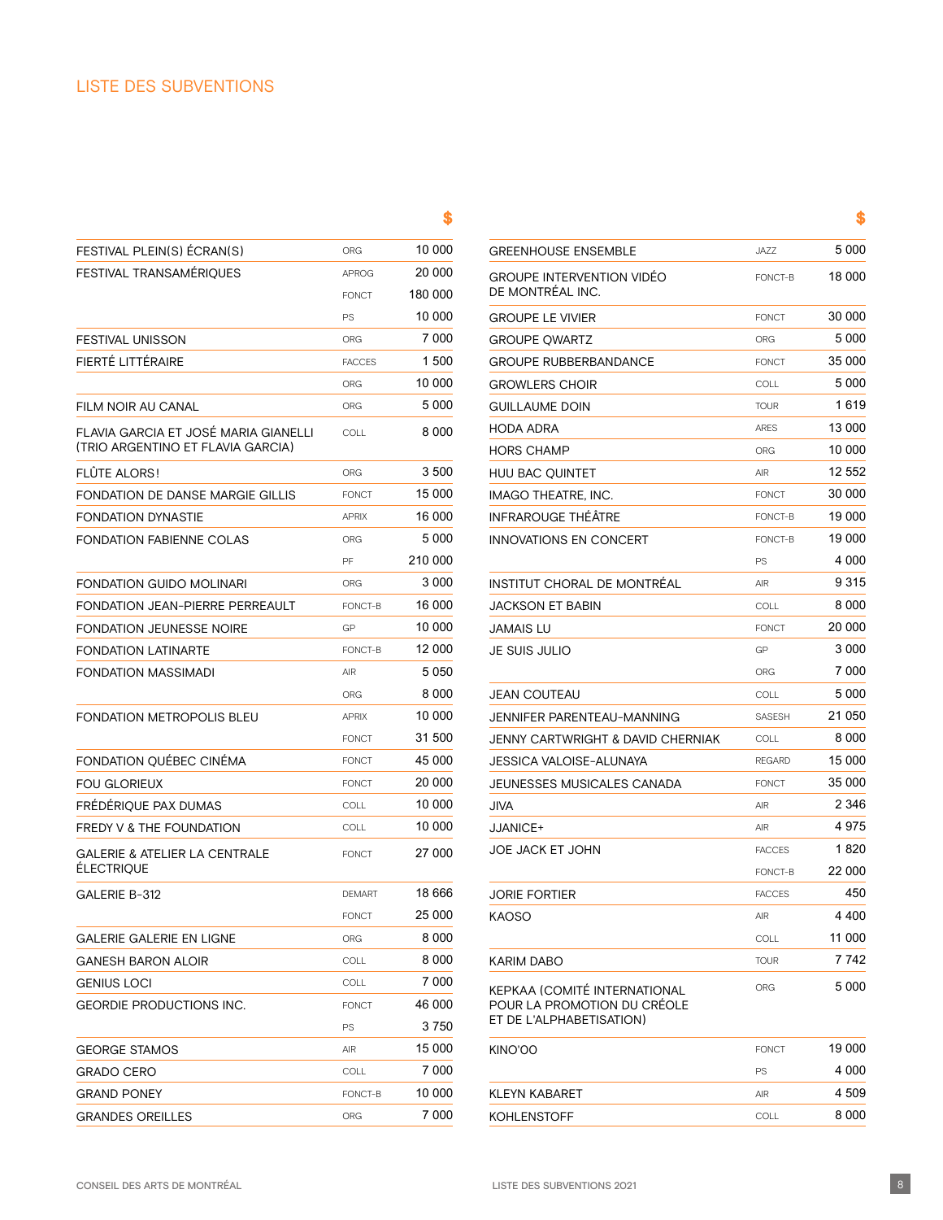## LISTE DES SUBVENTIONS

| | | $ |
|---|---|---|
| FESTIVAL PLEIN(S) ÉCRAN(S) | ORG | 10 000 |
| FESTIVAL TRANSAMÉRIQUES | APROG | 20 000 |
| | FONCT | 180 000 |
| | PS | 10 000 |
| FESTIVAL UNISSON | ORG | 7 000 |
| FIERTÉ LITTÉRAIRE | FACCES | 1 500 |
| | ORG | 10 000 |
| FILM NOIR AU CANAL | ORG | 5 000 |
| FLAVIA GARCIA ET JOSÉ MARIA GIANELLI (TRIO ARGENTINO ET FLAVIA GARCIA) | COLL | 8 000 |
| FLÛTE ALORS! | ORG | 3 500 |
| FONDATION DE DANSE MARGIE GILLIS | FONCT | 15 000 |
| FONDATION DYNASTIE | APRIX | 16 000 |
| FONDATION FABIENNE COLAS | ORG | 5 000 |
| | PF | 210 000 |
| FONDATION GUIDO MOLINARI | ORG | 3 000 |
| FONDATION JEAN-PIERRE PERREAULT | FONCT-B | 16 000 |
| FONDATION JEUNESSE NOIRE | GP | 10 000 |
| FONDATION LATINARTE | FONCT-B | 12 000 |
| FONDATION MASSIMADI | AIR | 5 050 |
| | ORG | 8 000 |
| FONDATION METROPOLIS BLEU | APRIX | 10 000 |
| | FONCT | 31 500 |
| FONDATION QUÉBEC CINÉMA | FONCT | 45 000 |
| FOU GLORIEUX | FONCT | 20 000 |
| FRÉDÉRIQUE PAX DUMAS | COLL | 10 000 |
| FREDY V & THE FOUNDATION | COLL | 10 000 |
| GALERIE & ATELIER LA CENTRALE ÉLECTRIQUE | FONCT | 27 000 |
| GALERIE B-312 | DEMART | 18 666 |
| | FONCT | 25 000 |
| GALERIE GALERIE EN LIGNE | ORG | 8 000 |
| GANESH BARON ALOIR | COLL | 8 000 |
| GENIUS LOCI | COLL | 7 000 |
| GEORDIE PRODUCTIONS INC. | FONCT | 46 000 |
| | PS | 3 750 |
| GEORGE STAMOS | AIR | 15 000 |
| GRADO CERO | COLL | 7 000 |
| GRAND PONEY | FONCT-B | 10 000 |
| GRANDES OREILLES | ORG | 7 000 |

| | | $ |
|---|---|---|
| GREENHOUSE ENSEMBLE | JAZZ | 5 000 |
| GROUPE INTERVENTION VIDÉO DE MONTRÉAL INC. | FONCT-B | 18 000 |
| GROUPE LE VIVIER | FONCT | 30 000 |
| GROUPE QWARTZ | ORG | 5 000 |
| GROUPE RUBBERBANDANCE | FONCT | 35 000 |
| GROWLERS CHOIR | COLL | 5 000 |
| GUILLAUME DOIN | TOUR | 1 619 |
| HODA ADRA | ARES | 13 000 |
| HORS CHAMP | ORG | 10 000 |
| HUU BAC QUINTET | AIR | 12 552 |
| IMAGO THEATRE, INC. | FONCT | 30 000 |
| INFRAROUGE THÉÂTRE | FONCT-B | 19 000 |
| INNOVATIONS EN CONCERT | FONCT-B | 19 000 |
| | PS | 4 000 |
| INSTITUT CHORAL DE MONTRÉAL | AIR | 9 315 |
| JACKSON ET BABIN | COLL | 8 000 |
| JAMAIS LU | FONCT | 20 000 |
| JE SUIS JULIO | GP | 3 000 |
| | ORG | 7 000 |
| JEAN COUTEAU | COLL | 5 000 |
| JENNIFER PARENTEAU-MANNING | SASESH | 21 050 |
| JENNY CARTWRIGHT & DAVID CHERNIAK | COLL | 8 000 |
| JESSICA VALOISE-ALUNAYA | REGARD | 15 000 |
| JEUNESSES MUSICALES CANADA | FONCT | 35 000 |
| JIVA | AIR | 2 346 |
| JJANICE+ | AIR | 4 975 |
| JOE JACK ET JOHN | FACCES | 1 820 |
| | FONCT-B | 22 000 |
| JORIE FORTIER | FACCES | 450 |
| KAOSO | AIR | 4 400 |
| | COLL | 11 000 |
| KARIM DABO | TOUR | 7 742 |
| KEPKAA (COMITÉ INTERNATIONAL POUR LA PROMOTION DU CRÉOLE ET DE L'ALPHABETISATION) | ORG | 5 000 |
| KINO'OO | FONCT | 19 000 |
| | PS | 4 000 |
| KLEYN KABARET | AIR | 4 509 |
| KOHLENSTOFF | COLL | 8 000 |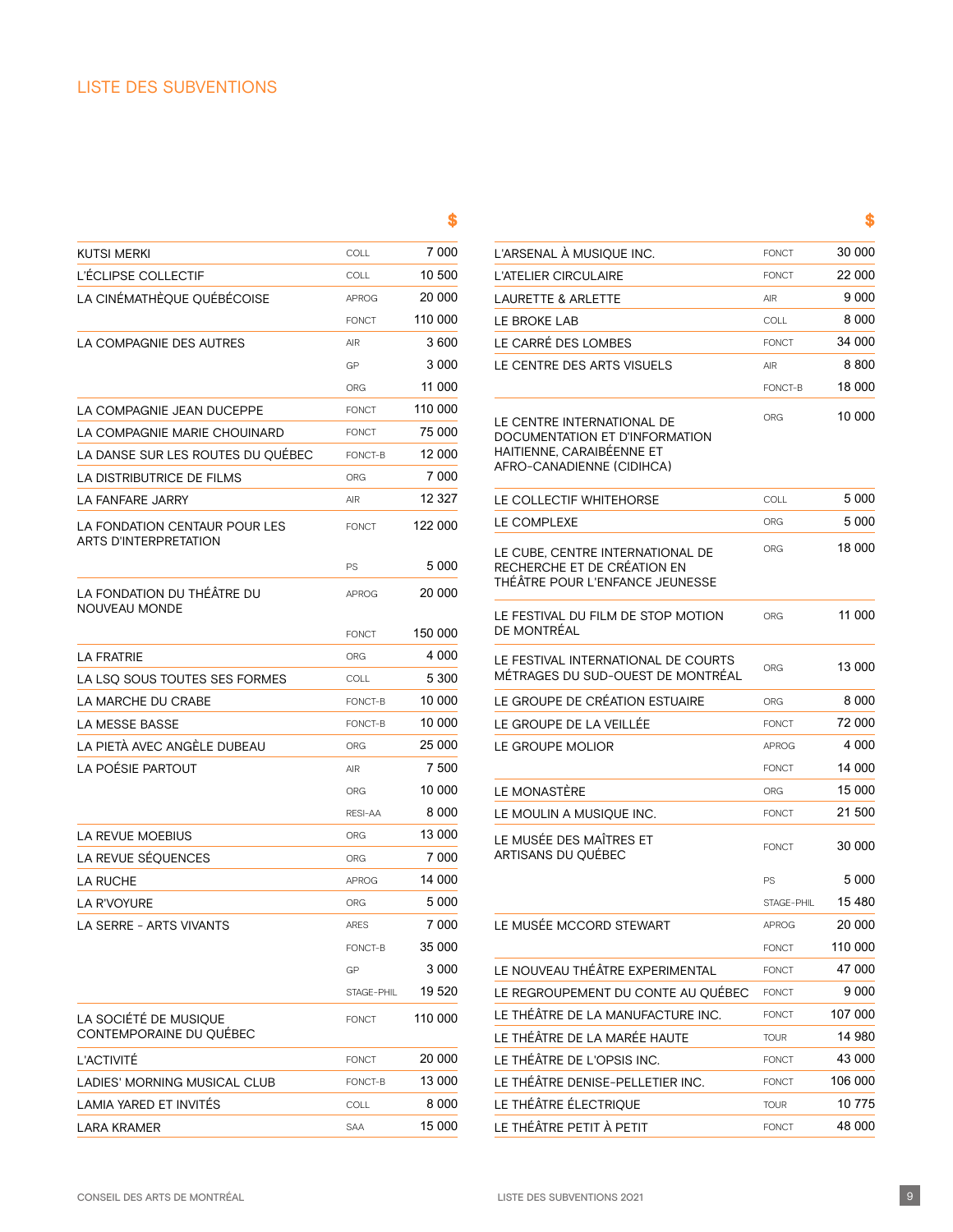## LISTE DES SUBVENTIONS

| | | $ |
|---|---|---|
| KUTSI MERKI | COLL | 7 000 |
| L'ÉCLIPSE COLLECTIF | COLL | 10 500 |
| LA CINÉMATHÈQUE QUÉBÉCOISE | APROG | 20 000 |
| | FONCT | 110 000 |
| LA COMPAGNIE DES AUTRES | AIR | 3 600 |
| | GP | 3 000 |
| | ORG | 11 000 |
| LA COMPAGNIE JEAN DUCEPPE | FONCT | 110 000 |
| LA COMPAGNIE MARIE CHOUINARD | FONCT | 75 000 |
| LA DANSE SUR LES ROUTES DU QUÉBEC | FONCT-B | 12 000 |
| LA DISTRIBUTRICE DE FILMS | ORG | 7 000 |
| LA FANFARE JARRY | AIR | 12 327 |
| LA FONDATION CENTAUR POUR LES ARTS D'INTERPRETATION | FONCT | 122 000 |
| | PS | 5 000 |
| LA FONDATION DU THÉÂTRE DU NOUVEAU MONDE | APROG | 20 000 |
| | FONCT | 150 000 |
| LA FRATRIE | ORG | 4 000 |
| LA LSQ SOUS TOUTES SES FORMES | COLL | 5 300 |
| LA MARCHE DU CRABE | FONCT-B | 10 000 |
| LA MESSE BASSE | FONCT-B | 10 000 |
| LA PIETÀ AVEC ANGÈLE DUBEAU | ORG | 25 000 |
| LA POÉSIE PARTOUT | AIR | 7 500 |
| | ORG | 10 000 |
| | RESI-AA | 8 000 |
| LA REVUE MOEBIUS | ORG | 13 000 |
| LA REVUE SÉQUENCES | ORG | 7 000 |
| LA RUCHE | APROG | 14 000 |
| LA R'VOYURE | ORG | 5 000 |
| LA SERRE - ARTS VIVANTS | ARES | 7 000 |
| | FONCT-B | 35 000 |
| | GP | 3 000 |
| | STAGE-PHIL | 19 520 |
| LA SOCIÉTÉ DE MUSIQUE CONTEMPORAINE DU QUÉBEC | FONCT | 110 000 |
| L'ACTIVITÉ | FONCT | 20 000 |
| LADIES' MORNING MUSICAL CLUB | FONCT-B | 13 000 |
| LAMIA YARED ET INVITÉS | COLL | 8 000 |
| LARA KRAMER | SAA | 15 000 |

| | | $ |
|---|---|---|
| L'ARSENAL À MUSIQUE INC. | FONCT | 30 000 |
| L'ATELIER CIRCULAIRE | FONCT | 22 000 |
| LAURETTE & ARLETTE | AIR | 9 000 |
| LE BROKE LAB | COLL | 8 000 |
| LE CARRÉ DES LOMBES | FONCT | 34 000 |
| LE CENTRE DES ARTS VISUELS | AIR | 8 800 |
| | FONCT-B | 18 000 |
| LE CENTRE INTERNATIONAL DE DOCUMENTATION ET D'INFORMATION HAITIENNE, CARAIBÉENNE ET AFRO-CANADIENNE (CIDIHCA) | ORG | 10 000 |
| LE COLLECTIF WHITEHORSE | COLL | 5 000 |
| LE COMPLEXE | ORG | 5 000 |
| LE CUBE, CENTRE INTERNATIONAL DE RECHERCHE ET DE CRÉATION EN THÉÂTRE POUR L'ENFANCE JEUNESSE | ORG | 18 000 |
| LE FESTIVAL DU FILM DE STOP MOTION DE MONTRÉAL | ORG | 11 000 |
| LE FESTIVAL INTERNATIONAL DE COURTS MÉTRAGES DU SUD-OUEST DE MONTRÉAL | ORG | 13 000 |
| LE GROUPE DE CRÉATION ESTUAIRE | ORG | 8 000 |
| LE GROUPE DE LA VEILLÉE | FONCT | 72 000 |
| LE GROUPE MOLIOR | APROG | 4 000 |
| | FONCT | 14 000 |
| LE MONASTÈRE | ORG | 15 000 |
| LE MOULIN A MUSIQUE INC. | FONCT | 21 500 |
| LE MUSÉE DES MAÎTRES ET ARTISANS DU QUÉBEC | FONCT | 30 000 |
| | PS | 5 000 |
| | STAGE-PHIL | 15 480 |
| LE MUSÉE MCCORD STEWART | APROG | 20 000 |
| | FONCT | 110 000 |
| LE NOUVEAU THÉÂTRE EXPERIMENTAL | FONCT | 47 000 |
| LE REGROUPEMENT DU CONTE AU QUÉBEC | FONCT | 9 000 |
| LE THÉÂTRE DE LA MANUFACTURE INC. | FONCT | 107 000 |
| LE THÉÂTRE DE LA MARÉE HAUTE | TOUR | 14 980 |
| LE THÉÂTRE DE L'OPSIS INC. | FONCT | 43 000 |
| LE THÉÂTRE DENISE-PELLETIER INC. | FONCT | 106 000 |
| LE THÉÂTRE ÉLECTRIQUE | TOUR | 10 775 |
| LE THÉÂTRE PETIT À PETIT | FONCT | 48 000 |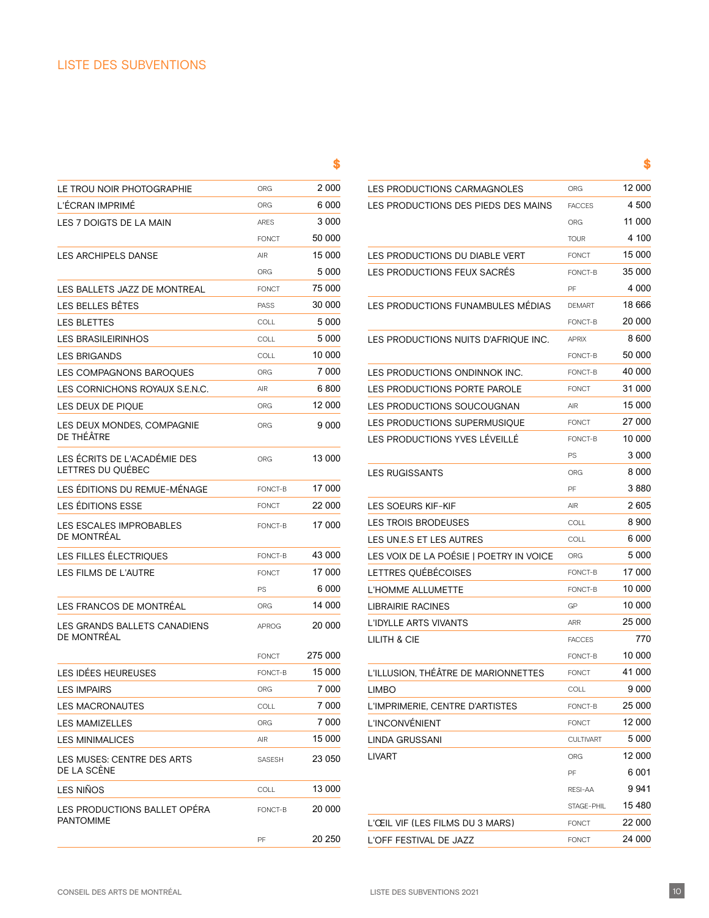## LISTE DES SUBVENTIONS

| | | $ |
|---|---|---|
| LE TROU NOIR PHOTOGRAPHIE | ORG | 2 000 |
| L'ÉCRAN IMPRIMÉ | ORG | 6 000 |
| LES 7 DOIGTS DE LA MAIN | ARES | 3 000 |
| | FONCT | 50 000 |
| LES ARCHIPELS DANSE | AIR | 15 000 |
| | ORG | 5 000 |
| LES BALLETS JAZZ DE MONTREAL | FONCT | 75 000 |
| LES BELLES BÊTES | PASS | 30 000 |
| LES BLETTES | COLL | 5 000 |
| LES BRASILEIRINHOS | COLL | 5 000 |
| LES BRIGANDS | COLL | 10 000 |
| LES COMPAGNONS BAROQUES | ORG | 7 000 |
| LES CORNICHONS ROYAUX S.E.N.C. | AIR | 6 800 |
| LES DEUX DE PIQUE | ORG | 12 000 |
| LES DEUX MONDES, COMPAGNIE DE THÉÂTRE | ORG | 9 000 |
| LES ÉCRITS DE L'ACADÉMIE DES LETTRES DU QUÉBEC | ORG | 13 000 |
| LES ÉDITIONS DU REMUE-MÉNAGE | FONCT-B | 17 000 |
| LES ÉDITIONS ESSE | FONCT | 22 000 |
| LES ESCALES IMPROBABLES DE MONTRÉAL | FONCT-B | 17 000 |
| LES FILLES ÉLECTRIQUES | FONCT-B | 43 000 |
| LES FILMS DE L'AUTRE | FONCT | 17 000 |
| | PS | 6 000 |
| LES FRANCOS DE MONTRÉAL | ORG | 14 000 |
| LES GRANDS BALLETS CANADIENS DE MONTRÉAL | APROG | 20 000 |
| | FONCT | 275 000 |
| LES IDÉES HEUREUSES | FONCT-B | 15 000 |
| LES IMPAIRS | ORG | 7 000 |
| LES MACRONAUTES | COLL | 7 000 |
| LES MAMIZELLES | ORG | 7 000 |
| LES MINIMALICES | AIR | 15 000 |
| LES MUSES: CENTRE DES ARTS DE LA SCÈNE | SASESH | 23 050 |
| LES NIÑOS | COLL | 13 000 |
| LES PRODUCTIONS BALLET OPÉRA PANTOMIME | FONCT-B | 20 000 |
| | PF | 20 250 |
| LES PRODUCTIONS CARMAGNOLES | ORG | 12 000 |
| LES PRODUCTIONS DES PIEDS DES MAINS | FACCES | 4 500 |
| | ORG | 11 000 |
| | TOUR | 4 100 |
| LES PRODUCTIONS DU DIABLE VERT | FONCT | 15 000 |
| LES PRODUCTIONS FEUX SACRÉS | FONCT-B | 35 000 |
| | PF | 4 000 |
| LES PRODUCTIONS FUNAMBULES MÉDIAS | DEMART | 18 666 |
| | FONCT-B | 20 000 |
| LES PRODUCTIONS NUITS D'AFRIQUE INC. | APRIX | 8 600 |
| | FONCT-B | 50 000 |
| LES PRODUCTIONS ONDINNOK INC. | FONCT-B | 40 000 |
| LES PRODUCTIONS PORTE PAROLE | FONCT | 31 000 |
| LES PRODUCTIONS SOUCOUGNAN | AIR | 15 000 |
| LES PRODUCTIONS SUPERMUSIQUE | FONCT | 27 000 |
| LES PRODUCTIONS YVES LÉVEILLÉ | FONCT-B | 10 000 |
| | PS | 3 000 |
| LES RUGISSANTS | ORG | 8 000 |
| | PF | 3 880 |
| LES SOEURS KIF-KIF | AIR | 2 605 |
| LES TROIS BRODEUSES | COLL | 8 900 |
| LES UN.E.S ET LES AUTRES | COLL | 6 000 |
| LES VOIX DE LA POÉSIE \| POETRY IN VOICE | ORG | 5 000 |
| LETTRES QUÉBÉCOISES | FONCT-B | 17 000 |
| L'HOMME ALLUMETTE | FONCT-B | 10 000 |
| LIBRAIRIE RACINES | GP | 10 000 |
| L'IDYLLE ARTS VIVANTS | ARR | 25 000 |
| LILITH & CIE | FACCES | 770 |
| | FONCT-B | 10 000 |
| L'ILLUSION, THÉÂTRE DE MARIONNETTES | FONCT | 41 000 |
| LIMBO | COLL | 9 000 |
| L'IMPRIMERIE, CENTRE D'ARTISTES | FONCT-B | 25 000 |
| L'INCONVÉNIENT | FONCT | 12 000 |
| LINDA GRUSSANI | CULTIVART | 5 000 |
| LIVART | ORG | 12 000 |
| | PF | 6 001 |
| | RESI-AA | 9 941 |
| | STAGE-PHIL | 15 480 |
| L'ŒIL VIF (LES FILMS DU 3 MARS) | FONCT | 22 000 |
| L'OFF FESTIVAL DE JAZZ | FONCT | 24 000 |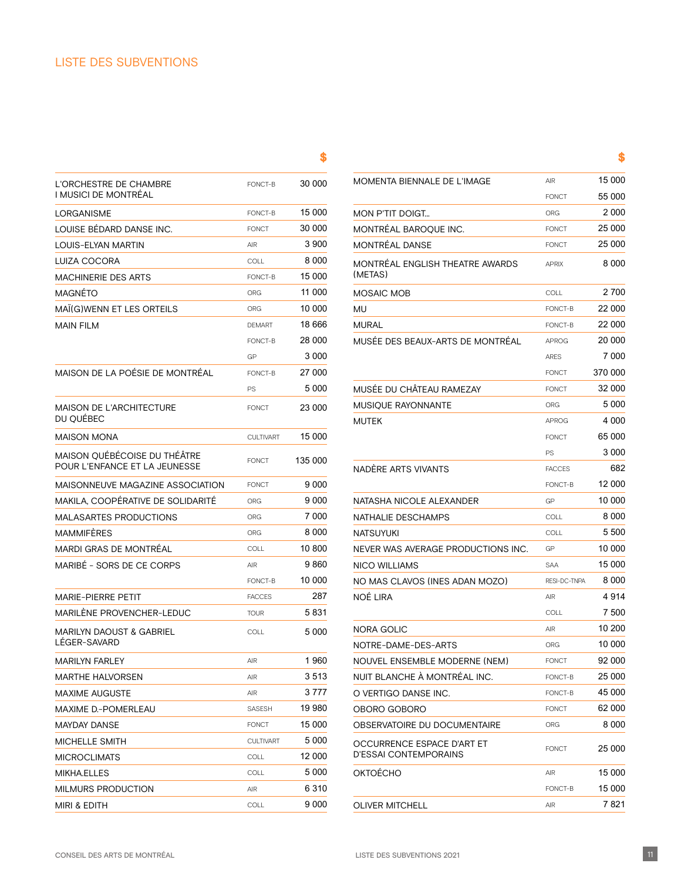## LISTE DES SUBVENTIONS

| | | $ |
|---|---|---|
| L'ORCHESTRE DE CHAMBRE I MUSICI DE MONTRÉAL | FONCT-B | 30 000 |
| LORGANISME | FONCT-B | 15 000 |
| LOUISE BÉDARD DANSE INC. | FONCT | 30 000 |
| LOUIS-ELYAN MARTIN | AIR | 3 900 |
| LUIZA COCORA | COLL | 8 000 |
| MACHINERIE DES ARTS | FONCT-B | 15 000 |
| MAGNÉTO | ORG | 11 000 |
| MAÏ(G)WENN ET LES ORTEILS | ORG | 10 000 |
| MAIN FILM | DEMART | 18 666 |
| | FONCT-B | 28 000 |
| | GP | 3 000 |
| MAISON DE LA POÉSIE DE MONTRÉAL | FONCT-B | 27 000 |
| | PS | 5 000 |
| MAISON DE L'ARCHITECTURE DU QUÉBEC | FONCT | 23 000 |
| MAISON MONA | CULTIVART | 15 000 |
| MAISON QUÉBÉCOISE DU THÉÂTRE POUR L'ENFANCE ET LA JEUNESSE | FONCT | 135 000 |
| MAISONNEUVE MAGAZINE ASSOCIATION | FONCT | 9 000 |
| MAKILA, COOPÉRATIVE DE SOLIDARITÉ | ORG | 9 000 |
| MALASARTES PRODUCTIONS | ORG | 7 000 |
| MAMMIFÈRES | ORG | 8 000 |
| MARDI GRAS DE MONTRÉAL | COLL | 10 800 |
| MARIBÉ - SORS DE CE CORPS | AIR | 9 860 |
| | FONCT-B | 10 000 |
| MARIE-PIERRE PETIT | FACCES | 287 |
| MARILÈNE PROVENCHER-LEDUC | TOUR | 5 831 |
| MARILYN DAOUST & GABRIEL LÉGER-SAVARD | COLL | 5 000 |
| MARILYN FARLEY | AIR | 1 960 |
| MARTHE HALVORSEN | AIR | 3 513 |
| MAXIME AUGUSTE | AIR | 3 777 |
| MAXIME D.-POMERLEAU | SASESH | 19 980 |
| MAYDAY DANSE | FONCT | 15 000 |
| MICHELLE SMITH | CULTIVART | 5 000 |
| MICROCLIMATS | COLL | 12 000 |
| MIKHA.ELLES | COLL | 5 000 |
| MILMURS PRODUCTION | AIR | 6 310 |
| MIRI & EDITH | COLL | 9 000 |
| MOMENTA BIENNALE DE L'IMAGE | AIR | 15 000 |
| | FONCT | 55 000 |
| MON P'TIT DOIGT... | ORG | 2 000 |
| MONTRÉAL BAROQUE INC. | FONCT | 25 000 |
| MONTRÉAL DANSE | FONCT | 25 000 |
| MONTRÉAL ENGLISH THEATRE AWARDS (METAS) | APRIX | 8 000 |
| MOSAIC MOB | COLL | 2 700 |
| MU | FONCT-B | 22 000 |
| MURAL | FONCT-B | 22 000 |
| MUSÉE DES BEAUX-ARTS DE MONTRÉAL | APROG | 20 000 |
| | ARES | 7 000 |
| | FONCT | 370 000 |
| MUSÉE DU CHÂTEAU RAMEZAY | FONCT | 32 000 |
| MUSIQUE RAYONNANTE | ORG | 5 000 |
| MUTEK | APROG | 4 000 |
| | FONCT | 65 000 |
| | PS | 3 000 |
| NADÈRE ARTS VIVANTS | FACCES | 682 |
| | FONCT-B | 12 000 |
| NATASHA NICOLE ALEXANDER | GP | 10 000 |
| NATHALIE DESCHAMPS | COLL | 8 000 |
| NATSUYUKI | COLL | 5 500 |
| NEVER WAS AVERAGE PRODUCTIONS INC. | GP | 10 000 |
| NICO WILLIAMS | SAA | 15 000 |
| NO MAS CLAVOS (INES ADAN MOZO) | RESI-DC-TNPA | 8 000 |
| NOÉ LIRA | AIR | 4 914 |
| | COLL | 7 500 |
| NORA GOLIC | AIR | 10 200 |
| NOTRE-DAME-DES-ARTS | ORG | 10 000 |
| NOUVEL ENSEMBLE MODERNE (NEM) | FONCT | 92 000 |
| NUIT BLANCHE À MONTRÉAL INC. | FONCT-B | 25 000 |
| O VERTIGO DANSE INC. | FONCT-B | 45 000 |
| OBORO GOBORO | FONCT | 62 000 |
| OBSERVATOIRE DU DOCUMENTAIRE | ORG | 8 000 |
| OCCURRENCE ESPACE D'ART ET D'ESSAI CONTEMPORAINS | FONCT | 25 000 |
| OKTOÉCHO | AIR | 15 000 |
| | FONCT-B | 15 000 |
| OLIVER MITCHELL | AIR | 7 821 |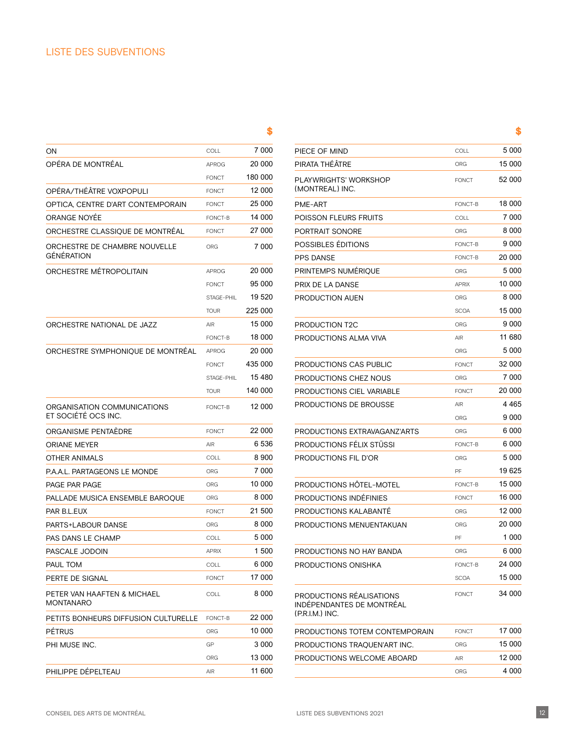# LISTE DES SUBVENTIONS

| | | $ |
|---|---|---|
| ON | COLL | 7 000 |
| OPÉRA DE MONTRÉAL | APROG | 20 000 |
| | FONCT | 180 000 |
| OPÉRA/THÉÂTRE VOXPOPULI | FONCT | 12 000 |
| OPTICA, CENTRE D'ART CONTEMPORAIN | FONCT | 25 000 |
| ORANGE NOYÉE | FONCT-B | 14 000 |
| ORCHESTRE CLASSIQUE DE MONTRÉAL | FONCT | 27 000 |
| ORCHESTRE DE CHAMBRE NOUVELLE GÉNÉRATION | ORG | 7 000 |
| ORCHESTRE MÉTROPOLITAIN | APROG | 20 000 |
| | FONCT | 95 000 |
| | STAGE-PHIL | 19 520 |
| | TOUR | 225 000 |
| ORCHESTRE NATIONAL DE JAZZ | AIR | 15 000 |
| | FONCT-B | 18 000 |
| ORCHESTRE SYMPHONIQUE DE MONTRÉAL | APROG | 20 000 |
| | FONCT | 435 000 |
| | STAGE-PHIL | 15 480 |
| | TOUR | 140 000 |
| ORGANISATION COMMUNICATIONS ET SOCIÉTÉ OCS INC. | FONCT-B | 12 000 |
| ORGANISME PENTAÈDRE | FONCT | 22 000 |
| ORIANE MEYER | AIR | 6 536 |
| OTHER ANIMALS | COLL | 8 900 |
| P.A.A.L. PARTAGEONS LE MONDE | ORG | 7 000 |
| PAGE PAR PAGE | ORG | 10 000 |
| PALLADE MUSICA ENSEMBLE BAROQUE | ORG | 8 000 |
| PAR B.L.EUX | FONCT | 21 500 |
| PARTS+LABOUR DANSE | ORG | 8 000 |
| PAS DANS LE CHAMP | COLL | 5 000 |
| PASCALE JODOIN | APRIX | 1 500 |
| PAUL TOM | COLL | 6 000 |
| PERTE DE SIGNAL | FONCT | 17 000 |
| PETER VAN HAAFTEN & MICHAEL MONTANARO | COLL | 8 000 |
| PETITS BONHEURS DIFFUSION CULTURELLE | FONCT-B | 22 000 |
| PÉTRUS | ORG | 10 000 |
| PHI MUSE INC. | GP | 3 000 |
| | ORG | 13 000 |
| PHILIPPE DÉPELTEAU | AIR | 11 600 |

| | | $ |
|---|---|---|
| PIECE OF MIND | COLL | 5 000 |
| PIRATA THÉÂTRE | ORG | 15 000 |
| PLAYWRIGHTS' WORKSHOP (MONTREAL) INC. | FONCT | 52 000 |
| PME-ART | FONCT-B | 18 000 |
| POISSON FLEURS FRUITS | COLL | 7 000 |
| PORTRAIT SONORE | ORG | 8 000 |
| POSSIBLES ÉDITIONS | FONCT-B | 9 000 |
| PPS DANSE | FONCT-B | 20 000 |
| PRINTEMPS NUMÉRIQUE | ORG | 5 000 |
| PRIX DE LA DANSE | APRIX | 10 000 |
| PRODUCTION AUEN | ORG | 8 000 |
| | SCOA | 15 000 |
| PRODUCTION T2C | ORG | 9 000 |
| PRODUCTIONS ALMA VIVA | AIR | 11 680 |
| | ORG | 5 000 |
| PRODUCTIONS CAS PUBLIC | FONCT | 32 000 |
| PRODUCTIONS CHEZ NOUS | ORG | 7 000 |
| PRODUCTIONS CIEL VARIABLE | FONCT | 20 000 |
| PRODUCTIONS DE BROUSSE | AIR | 4 465 |
| | ORG | 9 000 |
| PRODUCTIONS EXTRAVAGANZ'ARTS | ORG | 6 000 |
| PRODUCTIONS FÉLIX STÜSSI | FONCT-B | 6 000 |
| PRODUCTIONS FIL D'OR | ORG | 5 000 |
| | PF | 19 625 |
| PRODUCTIONS HÔTEL-MOTEL | FONCT-B | 15 000 |
| PRODUCTIONS INDÉFINIES | FONCT | 16 000 |
| PRODUCTIONS KALABANTÉ | ORG | 12 000 |
| PRODUCTIONS MENUENTAKUAN | ORG | 20 000 |
| | PF | 1 000 |
| PRODUCTIONS NO HAY BANDA | ORG | 6 000 |
| PRODUCTIONS ONISHKA | FONCT-B | 24 000 |
| | SCOA | 15 000 |
| PRODUCTIONS RÉALISATIONS INDÉPENDANTES DE MONTRÉAL (P.R.I.M.) INC. | FONCT | 34 000 |
| PRODUCTIONS TOTEM CONTEMPORAIN | FONCT | 17 000 |
| PRODUCTIONS TRAQUEN'ART INC. | ORG | 15 000 |
| PRODUCTIONS WELCOME ABOARD | AIR | 12 000 |
| | ORG | 4 000 |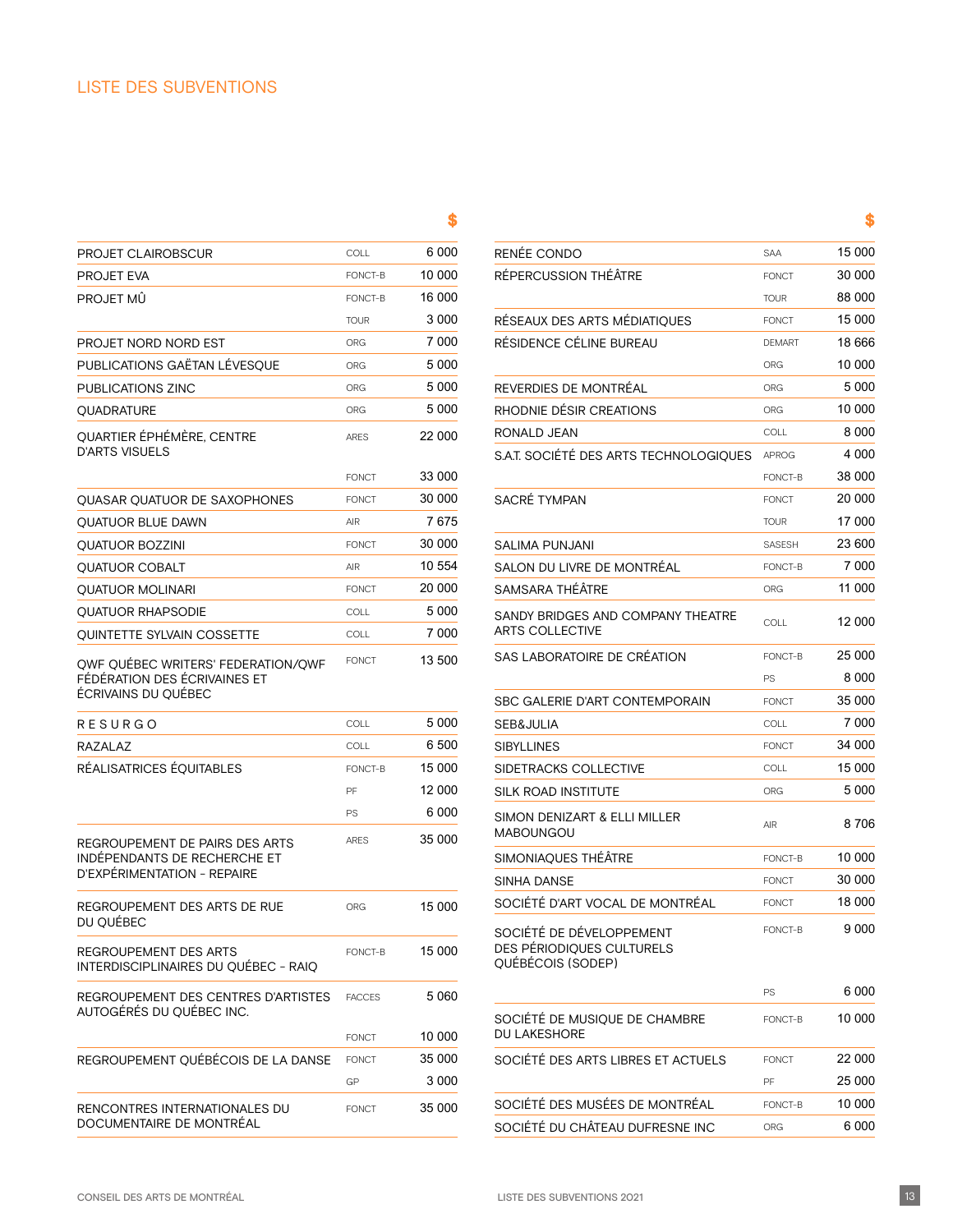# LISTE DES SUBVENTIONS

| | | $ |
|---|---|---|
| PROJET CLAIROBSCUR | COLL | 6 000 |
| PROJET EVA | FONCT-B | 10 000 |
| PROJET MÛ | FONCT-B | 16 000 |
| | TOUR | 3 000 |
| PROJET NORD NORD EST | ORG | 7 000 |
| PUBLICATIONS GAËTAN LÉVESQUE | ORG | 5 000 |
| PUBLICATIONS ZINC | ORG | 5 000 |
| QUADRATURE | ORG | 5 000 |
| QUARTIER ÉPHÉMÈRE, CENTRE D'ARTS VISUELS | ARES | 22 000 |
| | FONCT | 33 000 |
| QUASAR QUATUOR DE SAXOPHONES | FONCT | 30 000 |
| QUATUOR BLUE DAWN | AIR | 7 675 |
| QUATUOR BOZZINI | FONCT | 30 000 |
| QUATUOR COBALT | AIR | 10 554 |
| QUATUOR MOLINARI | FONCT | 20 000 |
| QUATUOR RHAPSODIE | COLL | 5 000 |
| QUINTETTE SYLVAIN COSSETTE | COLL | 7 000 |
| QWF QUÉBEC WRITERS' FEDERATION/QWF FÉDÉRATION DES ÉCRIVAINES ET ÉCRIVAINS DU QUÉBEC | FONCT | 13 500 |
| R E S U R G O | COLL | 5 000 |
| RAZALAZ | COLL | 6 500 |
| RÉALISATRICES ÉQUITABLES | FONCT-B | 15 000 |
| | PF | 12 000 |
| | PS | 6 000 |
| REGROUPEMENT DE PAIRS DES ARTS INDÉPENDANTS DE RECHERCHE ET D'EXPÉRIMENTATION - REPAIRE | ARES | 35 000 |
| REGROUPEMENT DES ARTS DE RUE DU QUÉBEC | ORG | 15 000 |
| REGROUPEMENT DES ARTS INTERDISCIPLINAIRES DU QUÉBEC - RAIQ | FONCT-B | 15 000 |
| REGROUPEMENT DES CENTRES D'ARTISTES AUTOGÉRÉS DU QUÉBEC INC. | FACCES | 5 060 |
| | FONCT | 10 000 |
| REGROUPEMENT QUÉBÉCOIS DE LA DANSE | FONCT | 35 000 |
| | GP | 3 000 |
| RENCONTRES INTERNATIONALES DU DOCUMENTAIRE DE MONTRÉAL | FONCT | 35 000 |
| RENÉE CONDO | SAA | 15 000 |
| RÉPERCUSSION THÉÂTRE | FONCT | 30 000 |
| | TOUR | 88 000 |
| RÉSEAUX DES ARTS MÉDIATIQUES | FONCT | 15 000 |
| RÉSIDENCE CÉLINE BUREAU | DEMART | 18 666 |
| | ORG | 10 000 |
| REVERDIES DE MONTRÉAL | ORG | 5 000 |
| RHODNIE DÉSIR CREATIONS | ORG | 10 000 |
| RONALD JEAN | COLL | 8 000 |
| S.A.T. SOCIÉTÉ DES ARTS TECHNOLOGIQUES | APROG | 4 000 |
| | FONCT-B | 38 000 |
| SACRÉ TYMPAN | FONCT | 20 000 |
| | TOUR | 17 000 |
| SALIMA PUNJANI | SASESH | 23 600 |
| SALON DU LIVRE DE MONTRÉAL | FONCT-B | 7 000 |
| SAMSARA THÉÂTRE | ORG | 11 000 |
| SANDY BRIDGES AND COMPANY THEATRE ARTS COLLECTIVE | COLL | 12 000 |
| SAS LABORATOIRE DE CRÉATION | FONCT-B | 25 000 |
| | PS | 8 000 |
| SBC GALERIE D'ART CONTEMPORAIN | FONCT | 35 000 |
| SEB&JULIA | COLL | 7 000 |
| SIBYLLINES | FONCT | 34 000 |
| SIDETRACKS COLLECTIVE | COLL | 15 000 |
| SILK ROAD INSTITUTE | ORG | 5 000 |
| SIMON DENIZART & ELLI MILLER MABOUNGOU | AIR | 8 706 |
| SIMONIAQUES THÉÂTRE | FONCT-B | 10 000 |
| SINHA DANSE | FONCT | 30 000 |
| SOCIÉTÉ D'ART VOCAL DE MONTRÉAL | FONCT | 18 000 |
| SOCIÉTÉ DE DÉVELOPPEMENT DES PÉRIODIQUES CULTURELS QUÉBÉCOIS (SODEP) | FONCT-B | 9 000 |
| | PS | 6 000 |
| SOCIÉTÉ DE MUSIQUE DE CHAMBRE DU LAKESHORE | FONCT-B | 10 000 |
| SOCIÉTÉ DES ARTS LIBRES ET ACTUELS | FONCT | 22 000 |
| | PF | 25 000 |
| SOCIÉTÉ DES MUSÉES DE MONTRÉAL | FONCT-B | 10 000 |
| SOCIÉTÉ DU CHÂTEAU DUFRESNE INC | ORG | 6 000 |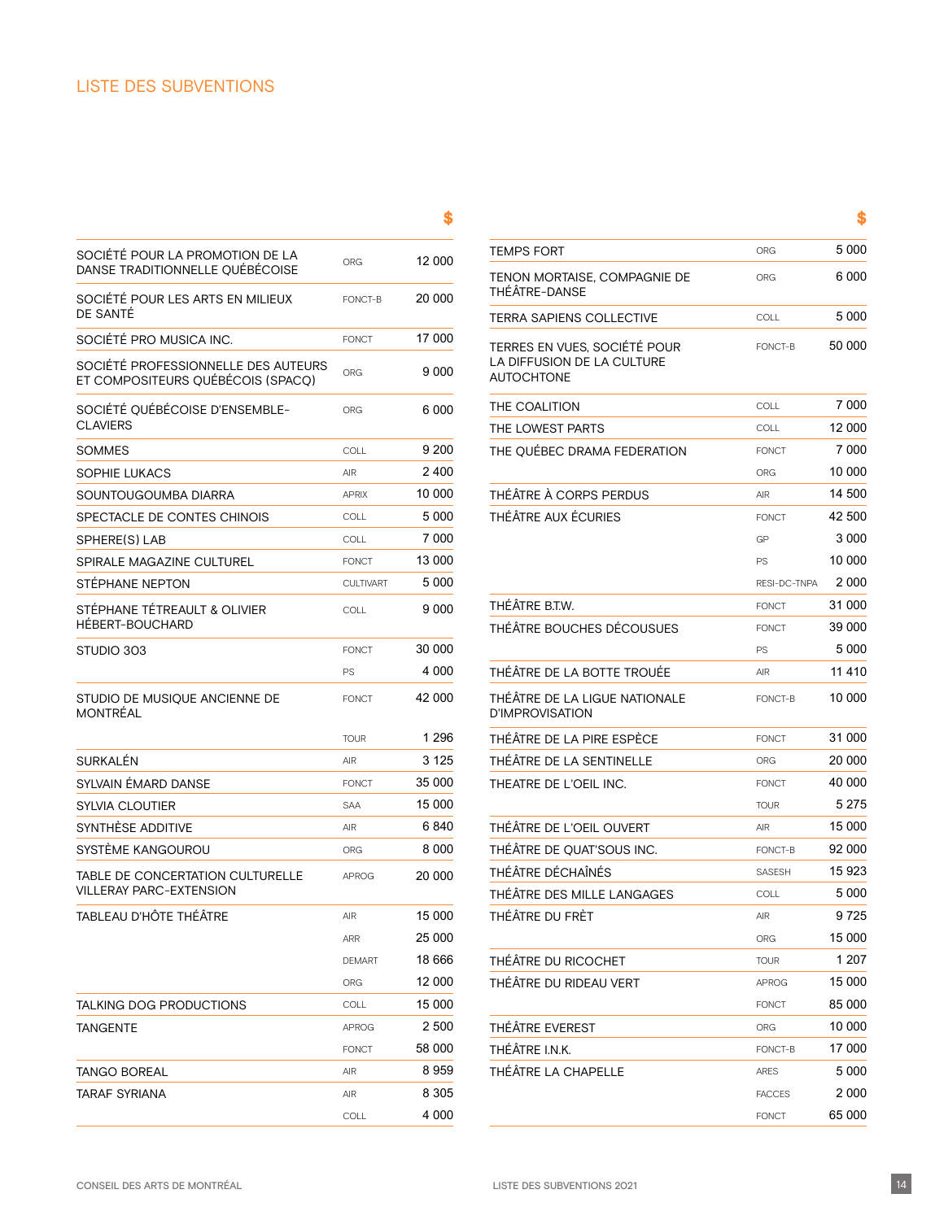## LISTE DES SUBVENTIONS

| | | $ |
|---|---|---|
| SOCIÉTÉ POUR LA PROMOTION DE LA DANSE TRADITIONNELLE QUÉBÉCOISE | ORG | 12 000 |
| SOCIÉTÉ POUR LES ARTS EN MILIEUX DE SANTÉ | FONCT-B | 20 000 |
| SOCIÉTÉ PRO MUSICA INC. | FONCT | 17 000 |
| SOCIÉTÉ PROFESSIONNELLE DES AUTEURS ET COMPOSITEURS QUÉBÉCOIS (SPACQ) | ORG | 9 000 |
| SOCIÉTÉ QUÉBÉCOISE D'ENSEMBLE-CLAVIERS | ORG | 6 000 |
| SOMMES | COLL | 9 200 |
| SOPHIE LUKACS | AIR | 2 400 |
| SOUNTOUGOUMBA DIARRA | APRIX | 10 000 |
| SPECTACLE DE CONTES CHINOIS | COLL | 5 000 |
| SPHERE(S) LAB | COLL | 7 000 |
| SPIRALE MAGAZINE CULTUREL | FONCT | 13 000 |
| STÉPHANE NEPTON | CULTIVART | 5 000 |
| STÉPHANE TÉTREAULT & OLIVIER HÉBERT-BOUCHARD | COLL | 9 000 |
| STUDIO 303 | FONCT | 30 000 |
| | PS | 4 000 |
| STUDIO DE MUSIQUE ANCIENNE DE MONTRÉAL | FONCT | 42 000 |
| | TOUR | 1 296 |
| SURKALÉN | AIR | 3 125 |
| SYLVAIN ÉMARD DANSE | FONCT | 35 000 |
| SYLVIA CLOUTIER | SAA | 15 000 |
| SYNTHÈSE ADDITIVE | AIR | 6 840 |
| SYSTÈME KANGOUROU | ORG | 8 000 |
| TABLE DE CONCERTATION CULTURELLE VILLERAY PARC-EXTENSION | APROG | 20 000 |
| TABLEAU D'HÔTE THÉÂTRE | AIR | 15 000 |
| | ARR | 25 000 |
| | DEMART | 18 666 |
| | ORG | 12 000 |
| TALKING DOG PRODUCTIONS | COLL | 15 000 |
| TANGENTE | APROG | 2 500 |
| | FONCT | 58 000 |
| TANGO BOREAL | AIR | 8 959 |
| TARAF SYRIANA | AIR | 8 305 |
| | COLL | 4 000 |

| | | $ |
|---|---|---|
| TEMPS FORT | ORG | 5 000 |
| TENON MORTAISE, COMPAGNIE DE THÉÂTRE-DANSE | ORG | 6 000 |
| TERRA SAPIENS COLLECTIVE | COLL | 5 000 |
| TERRES EN VUES, SOCIÉTÉ POUR LA DIFFUSION DE LA CULTURE AUTOCHTONE | FONCT-B | 50 000 |
| THE COALITION | COLL | 7 000 |
| THE LOWEST PARTS | COLL | 12 000 |
| THE QUÉBEC DRAMA FEDERATION | FONCT | 7 000 |
| | ORG | 10 000 |
| THÉÂTRE À CORPS PERDUS | AIR | 14 500 |
| THÉÂTRE AUX ÉCURIES | FONCT | 42 500 |
| | GP | 3 000 |
| | PS | 10 000 |
| | RESI-DC-TNPA | 2 000 |
| THÉÂTRE B.T.W. | FONCT | 31 000 |
| THÉÂTRE BOUCHES DÉCOUSUES | FONCT | 39 000 |
| | PS | 5 000 |
| THÉÂTRE DE LA BOTTE TROUÉE | AIR | 11 410 |
| THÉÂTRE DE LA LIGUE NATIONALE D'IMPROVISATION | FONCT-B | 10 000 |
| THÉÂTRE DE LA PIRE ESPÈCE | FONCT | 31 000 |
| THÉÂTRE DE LA SENTINELLE | ORG | 20 000 |
| THEATRE DE L'OEIL INC. | FONCT | 40 000 |
| | TOUR | 5 275 |
| THÉÂTRE DE L'OEIL OUVERT | AIR | 15 000 |
| THÉÂTRE DE QUAT'SOUS INC. | FONCT-B | 92 000 |
| THÉÂTRE DÉCHAÎNÉS | SASESH | 15 923 |
| THÉÂTRE DES MILLE LANGAGES | COLL | 5 000 |
| THÉÂTRE DU FRÈT | AIR | 9 725 |
| | ORG | 15 000 |
| THÉÂTRE DU RICOCHET | TOUR | 1 207 |
| THÉÂTRE DU RIDEAU VERT | APROG | 15 000 |
| | FONCT | 85 000 |
| THÉÂTRE EVEREST | ORG | 10 000 |
| THÉÂTRE I.N.K. | FONCT-B | 17 000 |
| THÉÂTRE LA CHAPELLE | ARES | 5 000 |
| | FACCES | 2 000 |
| | FONCT | 65 000 |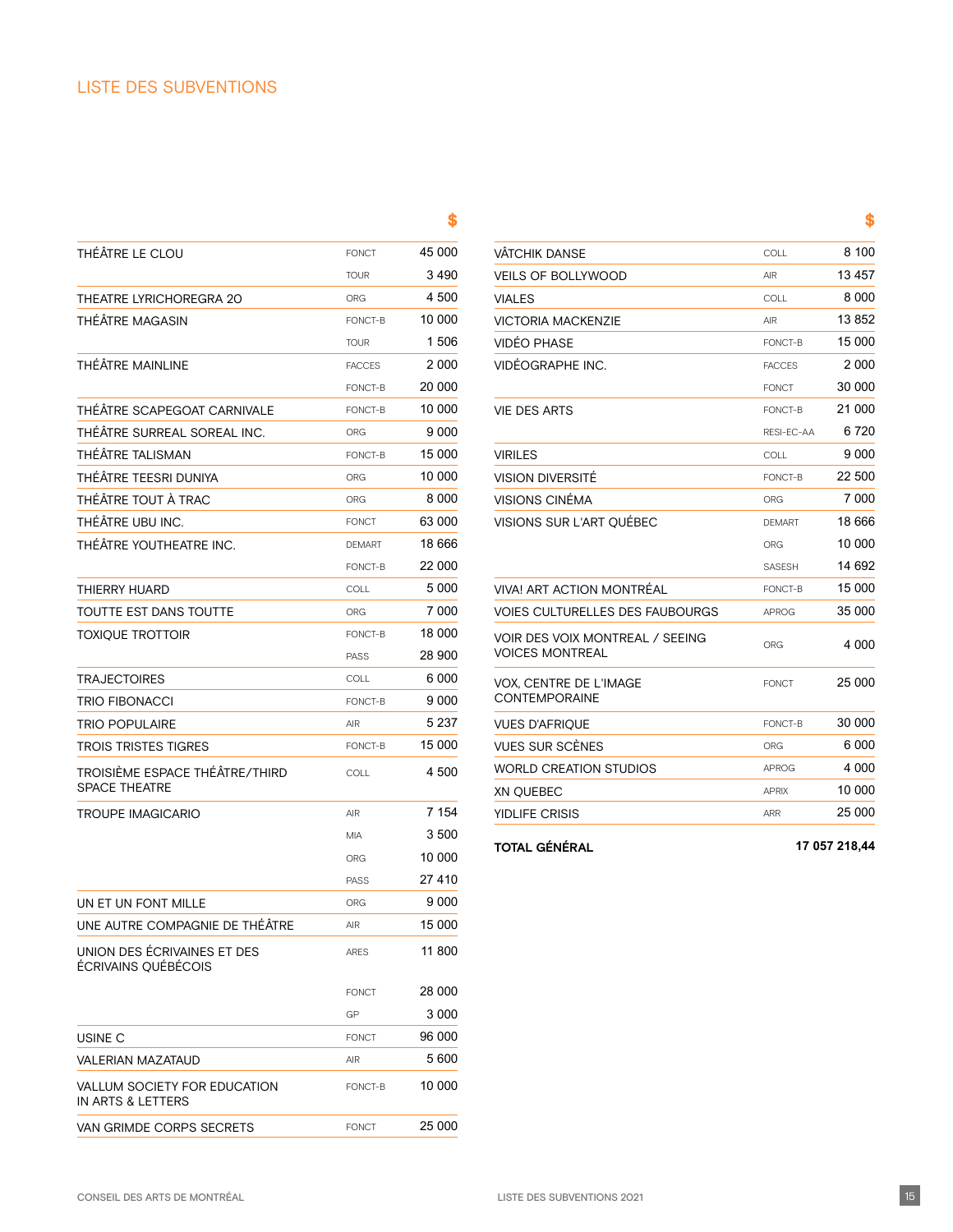## LISTE DES SUBVENTIONS

| | | $ |
|---|---|---|
| THÉÂTRE LE CLOU | FONCT | 45 000 |
| | TOUR | 3 490 |
| THEATRE LYRICHOREGRA 20 | ORG | 4 500 |
| THÉÂTRE MAGASIN | FONCT-B | 10 000 |
| | TOUR | 1 506 |
| THÉÂTRE MAINLINE | FACCES | 2 000 |
| | FONCT-B | 20 000 |
| THÉÂTRE SCAPEGOAT CARNIVALE | FONCT-B | 10 000 |
| THÉÂTRE SURREAL SOREAL INC. | ORG | 9 000 |
| THÉÂTRE TALISMAN | FONCT-B | 15 000 |
| THÉÂTRE TEESRI DUNIYA | ORG | 10 000 |
| THÉÂTRE TOUT À TRAC | ORG | 8 000 |
| THÉÂTRE UBU INC. | FONCT | 63 000 |
| THÉÂTRE YOUTHEATRE INC. | DEMART | 18 666 |
| | FONCT-B | 22 000 |
| THIERRY HUARD | COLL | 5 000 |
| TOUTTE EST DANS TOUTTE | ORG | 7 000 |
| TOXIQUE TROTTOIR | FONCT-B | 18 000 |
| | PASS | 28 900 |
| TRAJECTOIRES | COLL | 6 000 |
| TRIO FIBONACCI | FONCT-B | 9 000 |
| TRIO POPULAIRE | AIR | 5 237 |
| TROIS TRISTES TIGRES | FONCT-B | 15 000 |
| TROISIÈME ESPACE THÉÂTRE/THIRD SPACE THEATRE | COLL | 4 500 |
| TROUPE IMAGICARIO | AIR | 7 154 |
| | MIA | 3 500 |
| | ORG | 10 000 |
| | PASS | 27 410 |
| UN ET UN FONT MILLE | ORG | 9 000 |
| UNE AUTRE COMPAGNIE DE THÉÂTRE | AIR | 15 000 |
| UNION DES ÉCRIVAINES ET DES ÉCRIVAINS QUÉBÉCOIS | ARES | 11 800 |
| | FONCT | 28 000 |
| | GP | 3 000 |
| USINE C | FONCT | 96 000 |
| VALERIAN MAZATAUD | AIR | 5 600 |
| VALLUM SOCIETY FOR EDUCATION IN ARTS & LETTERS | FONCT-B | 10 000 |
| VAN GRIMDE CORPS SECRETS | FONCT | 25 000 |

| | | $ |
|---|---|---|
| VÂTCHIK DANSE | COLL | 8 100 |
| VEILS OF BOLLYWOOD | AIR | 13 457 |
| VIALES | COLL | 8 000 |
| VICTORIA MACKENZIE | AIR | 13 852 |
| VIDÉO PHASE | FONCT-B | 15 000 |
| VIDÉOGRAPHE INC. | FACCES | 2 000 |
| | FONCT | 30 000 |
| VIE DES ARTS | FONCT-B | 21 000 |
| | RESI-EC-AA | 6 720 |
| VIRILES | COLL | 9 000 |
| VISION DIVERSITÉ | FONCT-B | 22 500 |
| VISIONS CINÉMA | ORG | 7 000 |
| VISIONS SUR L'ART QUÉBEC | DEMART | 18 666 |
| | ORG | 10 000 |
| | SASESH | 14 692 |
| VIVA! ART ACTION MONTRÉAL | FONCT-B | 15 000 |
| VOIES CULTURELLES DES FAUBOURGS | APROG | 35 000 |
| VOIR DES VOIX MONTREAL / SEEING VOICES MONTREAL | ORG | 4 000 |
| VOX, CENTRE DE L'IMAGE CONTEMPORAINE | FONCT | 25 000 |
| VUES D'AFRIQUE | FONCT-B | 30 000 |
| VUES SUR SCÈNES | ORG | 6 000 |
| WORLD CREATION STUDIOS | APROG | 4 000 |
| XN QUEBEC | APRIX | 10 000 |
| YIDLIFE CRISIS | ARR | 25 000 |
| **TOTAL GÉNÉRAL** | | **17 057 218,44** |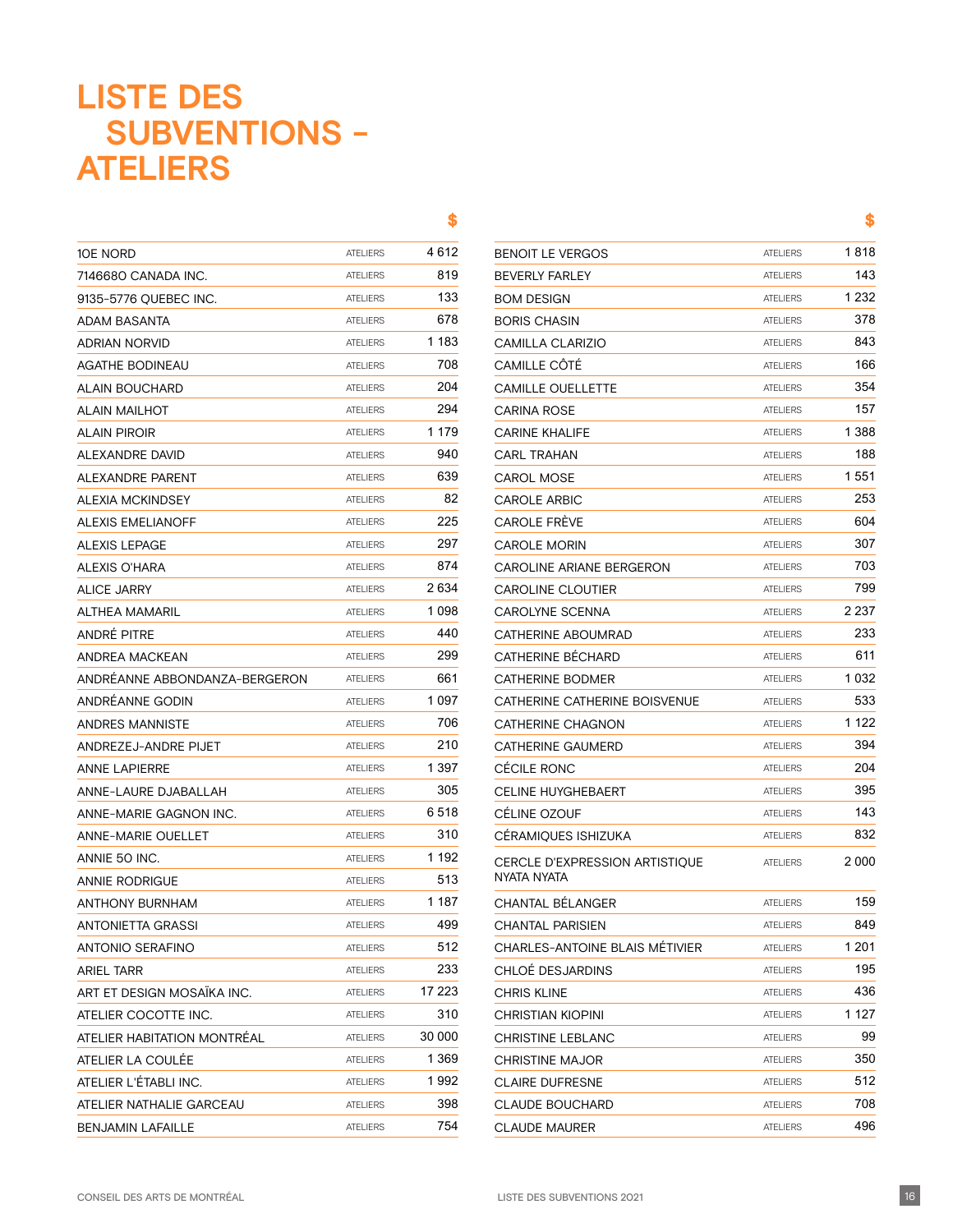# LISTE DES SUBVENTIONS – ATELIERS

| | | $ |
|---|---|---|
| 10E NORD | ATELIERS | 4 612 |
| 7146680 CANADA INC. | ATELIERS | 819 |
| 9135-5776 QUEBEC INC. | ATELIERS | 133 |
| ADAM BASANTA | ATELIERS | 678 |
| ADRIAN NORVID | ATELIERS | 1 183 |
| AGATHE BODINEAU | ATELIERS | 708 |
| ALAIN BOUCHARD | ATELIERS | 204 |
| ALAIN MAILHOT | ATELIERS | 294 |
| ALAIN PIROIR | ATELIERS | 1 179 |
| ALEXANDRE DAVID | ATELIERS | 940 |
| ALEXANDRE PARENT | ATELIERS | 639 |
| ALEXIA MCKINDSEY | ATELIERS | 82 |
| ALEXIS EMELIANOFF | ATELIERS | 225 |
| ALEXIS LEPAGE | ATELIERS | 297 |
| ALEXIS O'HARA | ATELIERS | 874 |
| ALICE JARRY | ATELIERS | 2 634 |
| ALTHEA MAMARIL | ATELIERS | 1 098 |
| ANDRÉ PITRE | ATELIERS | 440 |
| ANDREA MACKEAN | ATELIERS | 299 |
| ANDRÉANNE ABBONDANZA-BERGERON | ATELIERS | 661 |
| ANDRÉANNE GODIN | ATELIERS | 1 097 |
| ANDRES MANNISTE | ATELIERS | 706 |
| ANDREZEJ-ANDRE PIJET | ATELIERS | 210 |
| ANNE LAPIERRE | ATELIERS | 1 397 |
| ANNE-LAURE DJABALLAH | ATELIERS | 305 |
| ANNE-MARIE GAGNON INC. | ATELIERS | 6 518 |
| ANNE-MARIE OUELLET | ATELIERS | 310 |
| ANNIE 50 INC. | ATELIERS | 1 192 |
| ANNIE RODRIGUE | ATELIERS | 513 |
| ANTHONY BURNHAM | ATELIERS | 1 187 |
| ANTONIETTA GRASSI | ATELIERS | 499 |
| ANTONIO SERAFINO | ATELIERS | 512 |
| ARIEL TARR | ATELIERS | 233 |
| ART ET DESIGN MOSAÏKA INC. | ATELIERS | 17 223 |
| ATELIER COCOTTE INC. | ATELIERS | 310 |
| ATELIER HABITATION MONTRÉAL | ATELIERS | 30 000 |
| ATELIER LA COULÉE | ATELIERS | 1 369 |
| ATELIER L'ÉTABLI INC. | ATELIERS | 1 992 |
| ATELIER NATHALIE GARCEAU | ATELIERS | 398 |
| BENJAMIN LAFAILLE | ATELIERS | 754 |
| BENOIT LE VERGOS | ATELIERS | 1 818 |
| BEVERLY FARLEY | ATELIERS | 143 |
| BOM DESIGN | ATELIERS | 1 232 |
| BORIS CHASIN | ATELIERS | 378 |
| CAMILLA CLARIZIO | ATELIERS | 843 |
| CAMILLE CÔTÉ | ATELIERS | 166 |
| CAMILLE OUELLETTE | ATELIERS | 354 |
| CARINA ROSE | ATELIERS | 157 |
| CARINE KHALIFE | ATELIERS | 1 388 |
| CARL TRAHAN | ATELIERS | 188 |
| CAROL MOSE | ATELIERS | 1 551 |
| CAROLE ARBIC | ATELIERS | 253 |
| CAROLE FRÈVE | ATELIERS | 604 |
| CAROLE MORIN | ATELIERS | 307 |
| CAROLINE ARIANE BERGERON | ATELIERS | 703 |
| CAROLINE CLOUTIER | ATELIERS | 799 |
| CAROLYNE SCENNA | ATELIERS | 2 237 |
| CATHERINE ABOUMRAD | ATELIERS | 233 |
| CATHERINE BÉCHARD | ATELIERS | 611 |
| CATHERINE BODMER | ATELIERS | 1 032 |
| CATHERINE CATHERINE BOISVENUE | ATELIERS | 533 |
| CATHERINE CHAGNON | ATELIERS | 1 122 |
| CATHERINE GAUMERD | ATELIERS | 394 |
| CÉCILE RONC | ATELIERS | 204 |
| CELINE HUYGHEBAERT | ATELIERS | 395 |
| CÉLINE OZOUF | ATELIERS | 143 |
| CÉRAMIQUES ISHIZUKA | ATELIERS | 832 |
| CERCLE D'EXPRESSION ARTISTIQUE NYATA NYATA | ATELIERS | 2 000 |
| CHANTAL BÉLANGER | ATELIERS | 159 |
| CHANTAL PARISIEN | ATELIERS | 849 |
| CHARLES-ANTOINE BLAIS MÉTIVIER | ATELIERS | 1 201 |
| CHLOÉ DESJARDINS | ATELIERS | 195 |
| CHRIS KLINE | ATELIERS | 436 |
| CHRISTIAN KIOPINI | ATELIERS | 1 127 |
| CHRISTINE LEBLANC | ATELIERS | 99 |
| CHRISTINE MAJOR | ATELIERS | 350 |
| CLAIRE DUFRESNE | ATELIERS | 512 |
| CLAUDE BOUCHARD | ATELIERS | 708 |
| CLAUDE MAURER | ATELIERS | 496 |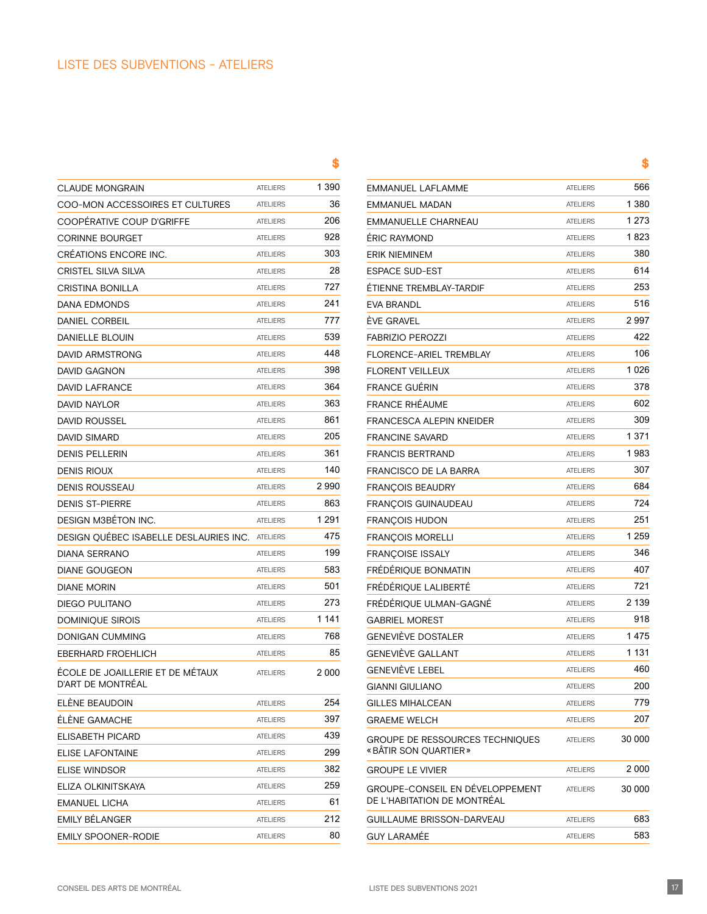## LISTE DES SUBVENTIONS – ATELIERS

| | | $ |
|---|---|---|
| CLAUDE MONGRAIN | ATELIERS | 1 390 |
| COO-MON ACCESSOIRES ET CULTURES | ATELIERS | 36 |
| COOPÉRATIVE COUP D'GRIFFE | ATELIERS | 206 |
| CORINNE BOURGET | ATELIERS | 928 |
| CRÉATIONS ENCORE INC. | ATELIERS | 303 |
| CRISTEL SILVA SILVA | ATELIERS | 28 |
| CRISTINA BONILLA | ATELIERS | 727 |
| DANA EDMONDS | ATELIERS | 241 |
| DANIEL CORBEIL | ATELIERS | 777 |
| DANIELLE BLOUIN | ATELIERS | 539 |
| DAVID ARMSTRONG | ATELIERS | 448 |
| DAVID GAGNON | ATELIERS | 398 |
| DAVID LAFRANCE | ATELIERS | 364 |
| DAVID NAYLOR | ATELIERS | 363 |
| DAVID ROUSSEL | ATELIERS | 861 |
| DAVID SIMARD | ATELIERS | 205 |
| DENIS PELLERIN | ATELIERS | 361 |
| DENIS RIOUX | ATELIERS | 140 |
| DENIS ROUSSEAU | ATELIERS | 2 990 |
| DENIS ST-PIERRE | ATELIERS | 863 |
| DESIGN M3BÉTON INC. | ATELIERS | 1 291 |
| DESIGN QUÉBEC ISABELLE DESLAURIES INC. | ATELIERS | 475 |
| DIANA SERRANO | ATELIERS | 199 |
| DIANE GOUGEON | ATELIERS | 583 |
| DIANE MORIN | ATELIERS | 501 |
| DIEGO PULITANO | ATELIERS | 273 |
| DOMINIQUE SIROIS | ATELIERS | 1 141 |
| DONIGAN CUMMING | ATELIERS | 768 |
| EBERHARD FROEHLICH | ATELIERS | 85 |
| ÉCOLE DE JOAILLERIE ET DE MÉTAUX D'ART DE MONTRÉAL | ATELIERS | 2 000 |
| ELÈNE BEAUDOIN | ATELIERS | 254 |
| ÉLÈNE GAMACHE | ATELIERS | 397 |
| ELISABETH PICARD | ATELIERS | 439 |
| ELISE LAFONTAINE | ATELIERS | 299 |
| ELISE WINDSOR | ATELIERS | 382 |
| ELIZA OLKINITSKAYA | ATELIERS | 259 |
| EMANUEL LICHA | ATELIERS | 61 |
| EMILY BÉLANGER | ATELIERS | 212 |
| EMILY SPOONER-RODIE | ATELIERS | 80 |
| EMMANUEL LAFLAMME | ATELIERS | 566 |
| EMMANUEL MADAN | ATELIERS | 1 380 |
| EMMANUELLE CHARNEAU | ATELIERS | 1 273 |
| ÉRIC RAYMOND | ATELIERS | 1 823 |
| ERIK NIEMINEM | ATELIERS | 380 |
| ESPACE SUD-EST | ATELIERS | 614 |
| ÉTIENNE TREMBLAY-TARDIF | ATELIERS | 253 |
| EVA BRANDL | ATELIERS | 516 |
| ÈVE GRAVEL | ATELIERS | 2 997 |
| FABRIZIO PEROZZI | ATELIERS | 422 |
| FLORENCE-ARIEL TREMBLAY | ATELIERS | 106 |
| FLORENT VEILLEUX | ATELIERS | 1 026 |
| FRANCE GUÉRIN | ATELIERS | 378 |
| FRANCE RHÉAUME | ATELIERS | 602 |
| FRANCESCA ALEPIN KNEIDER | ATELIERS | 309 |
| FRANCINE SAVARD | ATELIERS | 1 371 |
| FRANCIS BERTRAND | ATELIERS | 1 983 |
| FRANCISCO DE LA BARRA | ATELIERS | 307 |
| FRANÇOIS BEAUDRY | ATELIERS | 684 |
| FRANÇOIS GUINAUDEAU | ATELIERS | 724 |
| FRANÇOIS HUDON | ATELIERS | 251 |
| FRANÇOIS MORELLI | ATELIERS | 1 259 |
| FRANÇOISE ISSALY | ATELIERS | 346 |
| FRÉDÉRIQUE BONMATIN | ATELIERS | 407 |
| FRÉDÉRIQUE LALIBERTÉ | ATELIERS | 721 |
| FRÉDÉRIQUE ULMAN-GAGNÉ | ATELIERS | 2 139 |
| GABRIEL MOREST | ATELIERS | 918 |
| GENEVIÈVE DOSTALER | ATELIERS | 1 475 |
| GENEVIÈVE GALLANT | ATELIERS | 1 131 |
| GENEVIÈVE LEBEL | ATELIERS | 460 |
| GIANNI GIULIANO | ATELIERS | 200 |
| GILLES MIHALCEAN | ATELIERS | 779 |
| GRAEME WELCH | ATELIERS | 207 |
| GROUPE DE RESSOURCES TECHNIQUES « BÂTIR SON QUARTIER » | ATELIERS | 30 000 |
| GROUPE LE VIVIER | ATELIERS | 2 000 |
| GROUPE-CONSEIL EN DÉVELOPPEMENT DE L'HABITATION DE MONTRÉAL | ATELIERS | 30 000 |
| GUILLAUME BRISSON-DARVEAU | ATELIERS | 683 |
| GUY LARAMÉE | ATELIERS | 583 |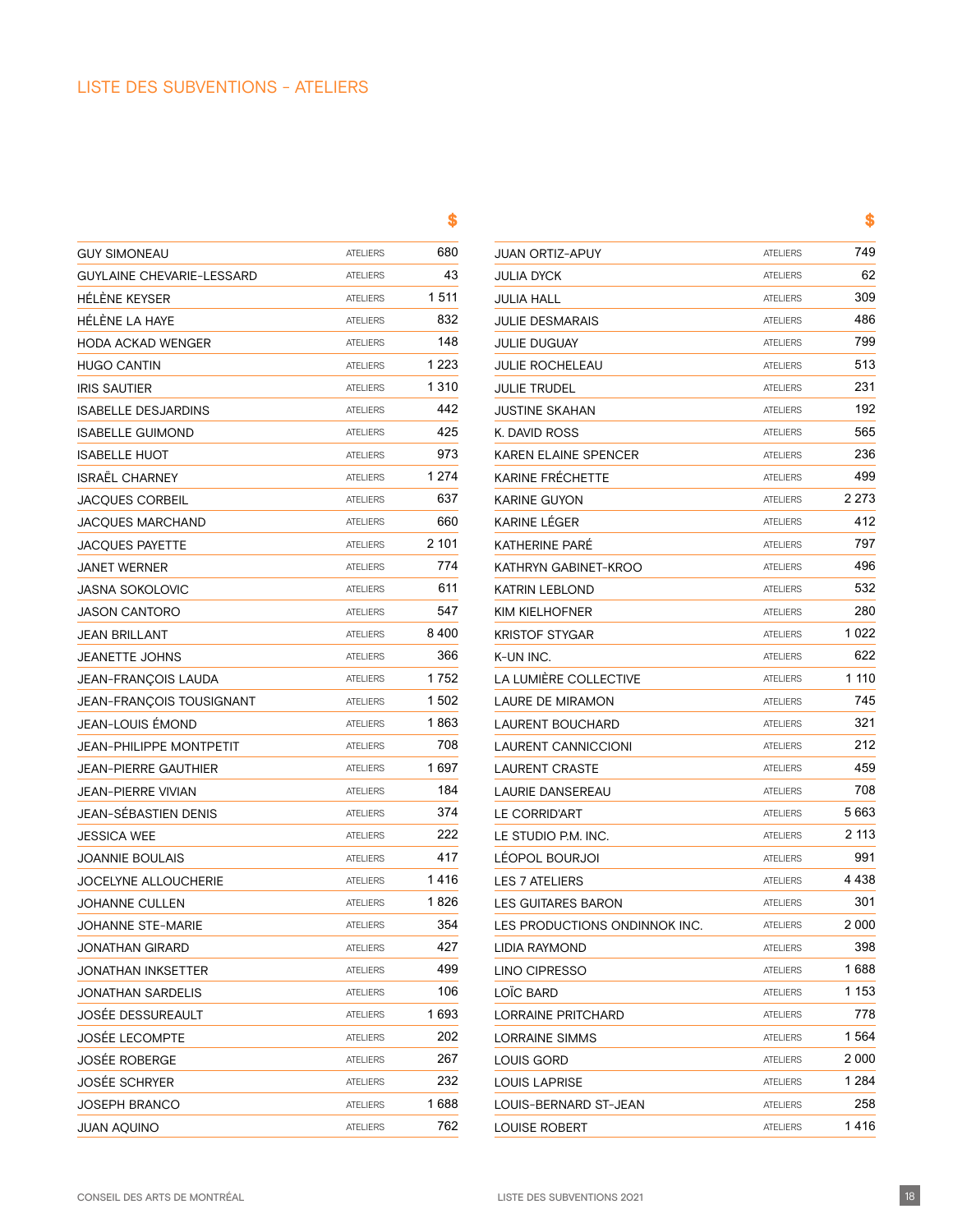# LISTE DES SUBVENTIONS - ATELIERS

| | | $ |
|---|---|---|
| GUY SIMONEAU | ATELIERS | 680 |
| GUYLAINE CHEVARIE-LESSARD | ATELIERS | 43 |
| HÉLÈNE KEYSER | ATELIERS | 1 511 |
| HÉLÈNE LA HAYE | ATELIERS | 832 |
| HODA ACKAD WENGER | ATELIERS | 148 |
| HUGO CANTIN | ATELIERS | 1 223 |
| IRIS SAUTIER | ATELIERS | 1 310 |
| ISABELLE DESJARDINS | ATELIERS | 442 |
| ISABELLE GUIMOND | ATELIERS | 425 |
| ISABELLE HUOT | ATELIERS | 973 |
| ISRAËL CHARNEY | ATELIERS | 1 274 |
| JACQUES CORBEIL | ATELIERS | 637 |
| JACQUES MARCHAND | ATELIERS | 660 |
| JACQUES PAYETTE | ATELIERS | 2 101 |
| JANET WERNER | ATELIERS | 774 |
| JASNA SOKOLOVIC | ATELIERS | 611 |
| JASON CANTORO | ATELIERS | 547 |
| JEAN BRILLANT | ATELIERS | 8 400 |
| JEANETTE JOHNS | ATELIERS | 366 |
| JEAN-FRANÇOIS LAUDA | ATELIERS | 1 752 |
| JEAN-FRANÇOIS TOUSIGNANT | ATELIERS | 1 502 |
| JEAN-LOUIS ÉMOND | ATELIERS | 1 863 |
| JEAN-PHILIPPE MONTPETIT | ATELIERS | 708 |
| JEAN-PIERRE GAUTHIER | ATELIERS | 1 697 |
| JEAN-PIERRE VIVIAN | ATELIERS | 184 |
| JEAN-SÉBASTIEN DENIS | ATELIERS | 374 |
| JESSICA WEE | ATELIERS | 222 |
| JOANNIE BOULAIS | ATELIERS | 417 |
| JOCELYNE ALLOUCHERIE | ATELIERS | 1 416 |
| JOHANNE CULLEN | ATELIERS | 1 826 |
| JOHANNE STE-MARIE | ATELIERS | 354 |
| JONATHAN GIRARD | ATELIERS | 427 |
| JONATHAN INKSETTER | ATELIERS | 499 |
| JONATHAN SARDELIS | ATELIERS | 106 |
| JOSÉE DESSUREAULT | ATELIERS | 1 693 |
| JOSÉE LECOMPTE | ATELIERS | 202 |
| JOSÉE ROBERGE | ATELIERS | 267 |
| JOSÉE SCHRYER | ATELIERS | 232 |
| JOSEPH BRANCO | ATELIERS | 1 688 |
| JUAN AQUINO | ATELIERS | 762 |
| JUAN ORTIZ-APUY | ATELIERS | 749 |
| JULIA DYCK | ATELIERS | 62 |
| JULIA HALL | ATELIERS | 309 |
| JULIE DESMARAIS | ATELIERS | 486 |
| JULIE DUGUAY | ATELIERS | 799 |
| JULIE ROCHELEAU | ATELIERS | 513 |
| JULIE TRUDEL | ATELIERS | 231 |
| JUSTINE SKAHAN | ATELIERS | 192 |
| K. DAVID ROSS | ATELIERS | 565 |
| KAREN ELAINE SPENCER | ATELIERS | 236 |
| KARINE FRÉCHETTE | ATELIERS | 499 |
| KARINE GUYON | ATELIERS | 2 273 |
| KARINE LÉGER | ATELIERS | 412 |
| KATHERINE PARÉ | ATELIERS | 797 |
| KATHRYN GABINET-KROO | ATELIERS | 496 |
| KATRIN LEBLOND | ATELIERS | 532 |
| KIM KIELHOFNER | ATELIERS | 280 |
| KRISTOF STYGAR | ATELIERS | 1 022 |
| K-UN INC. | ATELIERS | 622 |
| LA LUMIÈRE COLLECTIVE | ATELIERS | 1 110 |
| LAURE DE MIRAMON | ATELIERS | 745 |
| LAURENT BOUCHARD | ATELIERS | 321 |
| LAURENT CANNICCIONI | ATELIERS | 212 |
| LAURENT CRASTE | ATELIERS | 459 |
| LAURIE DANSEREAU | ATELIERS | 708 |
| LE CORRID'ART | ATELIERS | 5 663 |
| LE STUDIO P.M. INC. | ATELIERS | 2 113 |
| LÉOPOL BOURJOI | ATELIERS | 991 |
| LES 7 ATELIERS | ATELIERS | 4 438 |
| LES GUITARES BARON | ATELIERS | 301 |
| LES PRODUCTIONS ONDINNOK INC. | ATELIERS | 2 000 |
| LIDIA RAYMOND | ATELIERS | 398 |
| LINO CIPRESSO | ATELIERS | 1 688 |
| LOÏC BARD | ATELIERS | 1 153 |
| LORRAINE PRITCHARD | ATELIERS | 778 |
| LORRAINE SIMMS | ATELIERS | 1 564 |
| LOUIS GORD | ATELIERS | 2 000 |
| LOUIS LAPRISE | ATELIERS | 1 284 |
| LOUIS-BERNARD ST-JEAN | ATELIERS | 258 |
| LOUISE ROBERT | ATELIERS | 1 416 |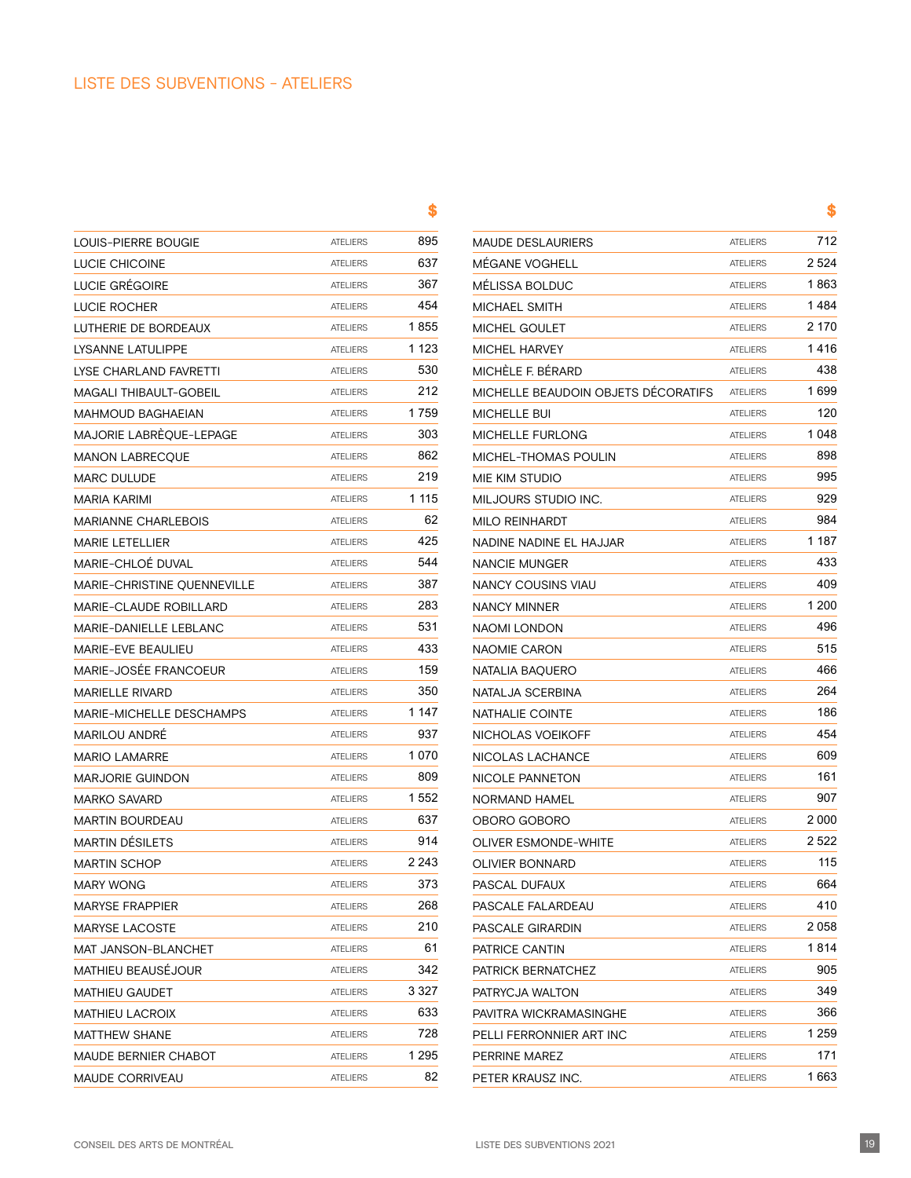# LISTE DES SUBVENTIONS – ATELIERS

| | | $ |
|---|---|---|
| LOUIS-PIERRE BOUGIE | ATELIERS | 895 |
| LUCIE CHICOINE | ATELIERS | 637 |
| LUCIE GRÉGOIRE | ATELIERS | 367 |
| LUCIE ROCHER | ATELIERS | 454 |
| LUTHERIE DE BORDEAUX | ATELIERS | 1 855 |
| LYSANNE LATULIPPE | ATELIERS | 1 123 |
| LYSE CHARLAND FAVRETTI | ATELIERS | 530 |
| MAGALI THIBAULT-GOBEIL | ATELIERS | 212 |
| MAHMOUD BAGHAEIAN | ATELIERS | 1 759 |
| MAJORIE LABRÈQUE-LEPAGE | ATELIERS | 303 |
| MANON LABRECQUE | ATELIERS | 862 |
| MARC DULUDE | ATELIERS | 219 |
| MARIA KARIMI | ATELIERS | 1 115 |
| MARIANNE CHARLEBOIS | ATELIERS | 62 |
| MARIE LETELLIER | ATELIERS | 425 |
| MARIE-CHLOÉ DUVAL | ATELIERS | 544 |
| MARIE-CHRISTINE QUENNEVILLE | ATELIERS | 387 |
| MARIE-CLAUDE ROBILLARD | ATELIERS | 283 |
| MARIE-DANIELLE LEBLANC | ATELIERS | 531 |
| MARIE-EVE BEAULIEU | ATELIERS | 433 |
| MARIE-JOSÉE FRANCOEUR | ATELIERS | 159 |
| MARIELLE RIVARD | ATELIERS | 350 |
| MARIE-MICHELLE DESCHAMPS | ATELIERS | 1 147 |
| MARILOU ANDRÉ | ATELIERS | 937 |
| MARIO LAMARRE | ATELIERS | 1 070 |
| MARJORIE GUINDON | ATELIERS | 809 |
| MARKO SAVARD | ATELIERS | 1 552 |
| MARTIN BOURDEAU | ATELIERS | 637 |
| MARTIN DÉSILETS | ATELIERS | 914 |
| MARTIN SCHOP | ATELIERS | 2 243 |
| MARY WONG | ATELIERS | 373 |
| MARYSE FRAPPIER | ATELIERS | 268 |
| MARYSE LACOSTE | ATELIERS | 210 |
| MAT JANSON-BLANCHET | ATELIERS | 61 |
| MATHIEU BEAUSÉJOUR | ATELIERS | 342 |
| MATHIEU GAUDET | ATELIERS | 3 327 |
| MATHIEU LACROIX | ATELIERS | 633 |
| MATTHEW SHANE | ATELIERS | 728 |
| MAUDE BERNIER CHABOT | ATELIERS | 1 295 |
| MAUDE CORRIVEAU | ATELIERS | 82 |
| MAUDE DESLAURIERS | ATELIERS | 712 |
| MÉGANE VOGHELL | ATELIERS | 2 524 |
| MÉLISSA BOLDUC | ATELIERS | 1 863 |
| MICHAEL SMITH | ATELIERS | 1 484 |
| MICHEL GOULET | ATELIERS | 2 170 |
| MICHEL HARVEY | ATELIERS | 1 416 |
| MICHÈLE F. BÉRARD | ATELIERS | 438 |
| MICHELLE BEAUDOIN OBJETS DÉCORATIFS | ATELIERS | 1 699 |
| MICHELLE BUI | ATELIERS | 120 |
| MICHELLE FURLONG | ATELIERS | 1 048 |
| MICHEL-THOMAS POULIN | ATELIERS | 898 |
| MIE KIM STUDIO | ATELIERS | 995 |
| MILJOURS STUDIO INC. | ATELIERS | 929 |
| MILO REINHARDT | ATELIERS | 984 |
| NADINE NADINE EL HAJJAR | ATELIERS | 1 187 |
| NANCIE MUNGER | ATELIERS | 433 |
| NANCY COUSINS VIAU | ATELIERS | 409 |
| NANCY MINNER | ATELIERS | 1 200 |
| NAOMI LONDON | ATELIERS | 496 |
| NAOMIE CARON | ATELIERS | 515 |
| NATALIA BAQUERO | ATELIERS | 466 |
| NATALJA SCERBINA | ATELIERS | 264 |
| NATHALIE COINTE | ATELIERS | 186 |
| NICHOLAS VOEIKOFF | ATELIERS | 454 |
| NICOLAS LACHANCE | ATELIERS | 609 |
| NICOLE PANNETON | ATELIERS | 161 |
| NORMAND HAMEL | ATELIERS | 907 |
| OBORO GOBORO | ATELIERS | 2 000 |
| OLIVER ESMONDE-WHITE | ATELIERS | 2 522 |
| OLIVIER BONNARD | ATELIERS | 115 |
| PASCAL DUFAUX | ATELIERS | 664 |
| PASCALE FALARDEAU | ATELIERS | 410 |
| PASCALE GIRARDIN | ATELIERS | 2 058 |
| PATRICE CANTIN | ATELIERS | 1 814 |
| PATRICK BERNATCHEZ | ATELIERS | 905 |
| PATRYCJA WALTON | ATELIERS | 349 |
| PAVITRA WICKRAMASINGHE | ATELIERS | 366 |
| PELLI FERRONNIER ART INC | ATELIERS | 1 259 |
| PERRINE MAREZ | ATELIERS | 171 |
| PETER KRAUSZ INC. | ATELIERS | 1 663 |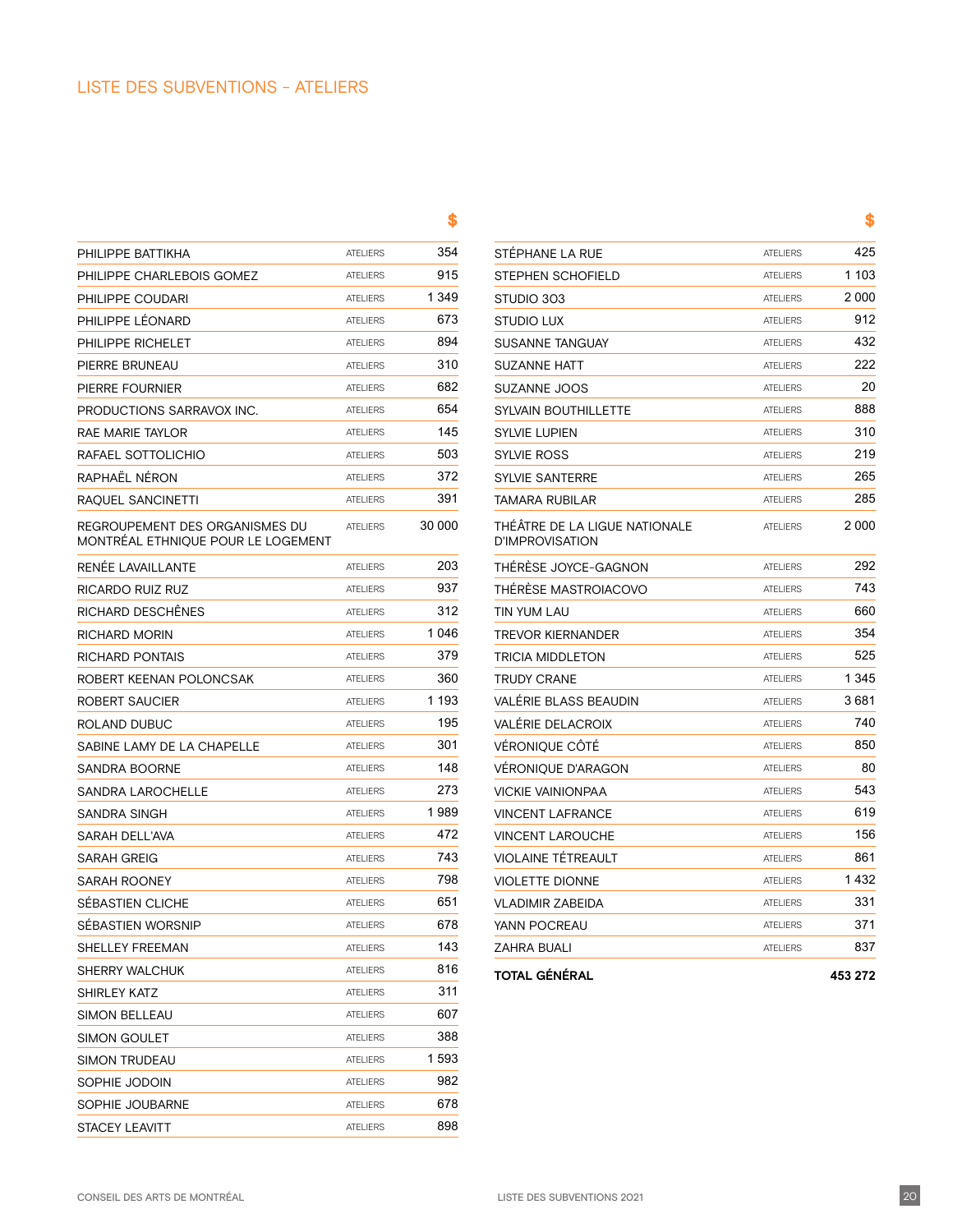## LISTE DES SUBVENTIONS – ATELIERS

| | | $ |
|---|---|---|
| PHILIPPE BATTIKHA | ATELIERS | 354 |
| PHILIPPE CHARLEBOIS GOMEZ | ATELIERS | 915 |
| PHILIPPE COUDARI | ATELIERS | 1 349 |
| PHILIPPE LÉONARD | ATELIERS | 673 |
| PHILIPPE RICHELET | ATELIERS | 894 |
| PIERRE BRUNEAU | ATELIERS | 310 |
| PIERRE FOURNIER | ATELIERS | 682 |
| PRODUCTIONS SARRAVOX INC. | ATELIERS | 654 |
| RAE MARIE TAYLOR | ATELIERS | 145 |
| RAFAEL SOTTOLICHIO | ATELIERS | 503 |
| RAPHAËL NÉRON | ATELIERS | 372 |
| RAQUEL SANCINETTI | ATELIERS | 391 |
| REGROUPEMENT DES ORGANISMES DU MONTRÉAL ETHNIQUE POUR LE LOGEMENT | ATELIERS | 30 000 |
| RENÉE LAVAILLANTE | ATELIERS | 203 |
| RICARDO RUIZ RUZ | ATELIERS | 937 |
| RICHARD DESCHÊNES | ATELIERS | 312 |
| RICHARD MORIN | ATELIERS | 1 046 |
| RICHARD PONTAIS | ATELIERS | 379 |
| ROBERT KEENAN POLONCSAK | ATELIERS | 360 |
| ROBERT SAUCIER | ATELIERS | 1 193 |
| ROLAND DUBUC | ATELIERS | 195 |
| SABINE LAMY DE LA CHAPELLE | ATELIERS | 301 |
| SANDRA BOORNE | ATELIERS | 148 |
| SANDRA LAROCHELLE | ATELIERS | 273 |
| SANDRA SINGH | ATELIERS | 1 989 |
| SARAH DELL'AVA | ATELIERS | 472 |
| SARAH GREIG | ATELIERS | 743 |
| SARAH ROONEY | ATELIERS | 798 |
| SÉBASTIEN CLICHE | ATELIERS | 651 |
| SÉBASTIEN WORSNIP | ATELIERS | 678 |
| SHELLEY FREEMAN | ATELIERS | 143 |
| SHERRY WALCHUK | ATELIERS | 816 |
| SHIRLEY KATZ | ATELIERS | 311 |
| SIMON BELLEAU | ATELIERS | 607 |
| SIMON GOULET | ATELIERS | 388 |
| SIMON TRUDEAU | ATELIERS | 1 593 |
| SOPHIE JODOIN | ATELIERS | 982 |
| SOPHIE JOUBARNE | ATELIERS | 678 |
| STACEY LEAVITT | ATELIERS | 898 |
| STÉPHANE LA RUE | ATELIERS | 425 |
| STEPHEN SCHOFIELD | ATELIERS | 1 103 |
| STUDIO 303 | ATELIERS | 2 000 |
| STUDIO LUX | ATELIERS | 912 |
| SUSANNE TANGUAY | ATELIERS | 432 |
| SUZANNE HATT | ATELIERS | 222 |
| SUZANNE JOOS | ATELIERS | 20 |
| SYLVAIN BOUTHILLETTE | ATELIERS | 888 |
| SYLVIE LUPIEN | ATELIERS | 310 |
| SYLVIE ROSS | ATELIERS | 219 |
| SYLVIE SANTERRE | ATELIERS | 265 |
| TAMARA RUBILAR | ATELIERS | 285 |
| THÉÂTRE DE LA LIGUE NATIONALE D'IMPROVISATION | ATELIERS | 2 000 |
| THÉRÈSE JOYCE-GAGNON | ATELIERS | 292 |
| THÉRÈSE MASTROIACOVO | ATELIERS | 743 |
| TIN YUM LAU | ATELIERS | 660 |
| TREVOR KIERNANDER | ATELIERS | 354 |
| TRICIA MIDDLETON | ATELIERS | 525 |
| TRUDY CRANE | ATELIERS | 1 345 |
| VALÉRIE BLASS BEAUDIN | ATELIERS | 3 681 |
| VALÉRIE DELACROIX | ATELIERS | 740 |
| VÉRONIQUE CÔTÉ | ATELIERS | 850 |
| VÉRONIQUE D'ARAGON | ATELIERS | 80 |
| VICKIE VAINIONPAA | ATELIERS | 543 |
| VINCENT LAFRANCE | ATELIERS | 619 |
| VINCENT LAROUCHE | ATELIERS | 156 |
| VIOLAINE TÉTREAULT | ATELIERS | 861 |
| VIOLETTE DIONNE | ATELIERS | 1 432 |
| VLADIMIR ZABEIDA | ATELIERS | 331 |
| YANN POCREAU | ATELIERS | 371 |
| ZAHRA BUALI | ATELIERS | 837 |
| **TOTAL GÉNÉRAL** | | **453 272** |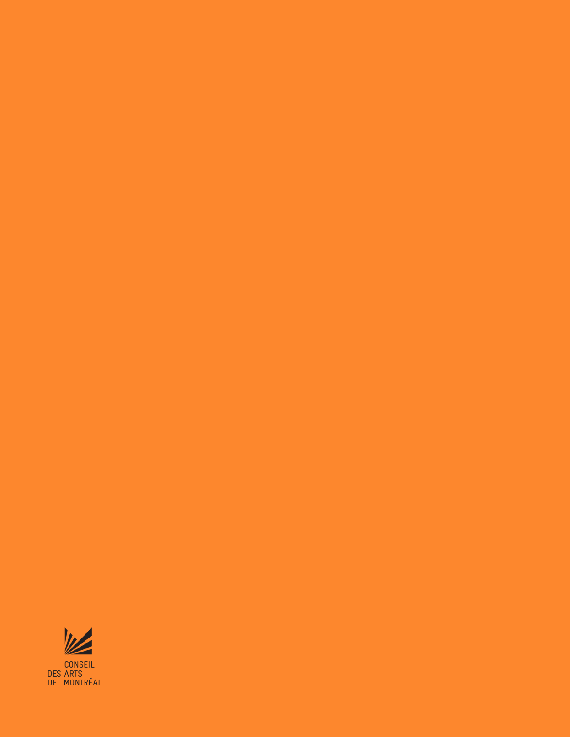CONSEIL
DES ARTS
DE MONTRÉAL